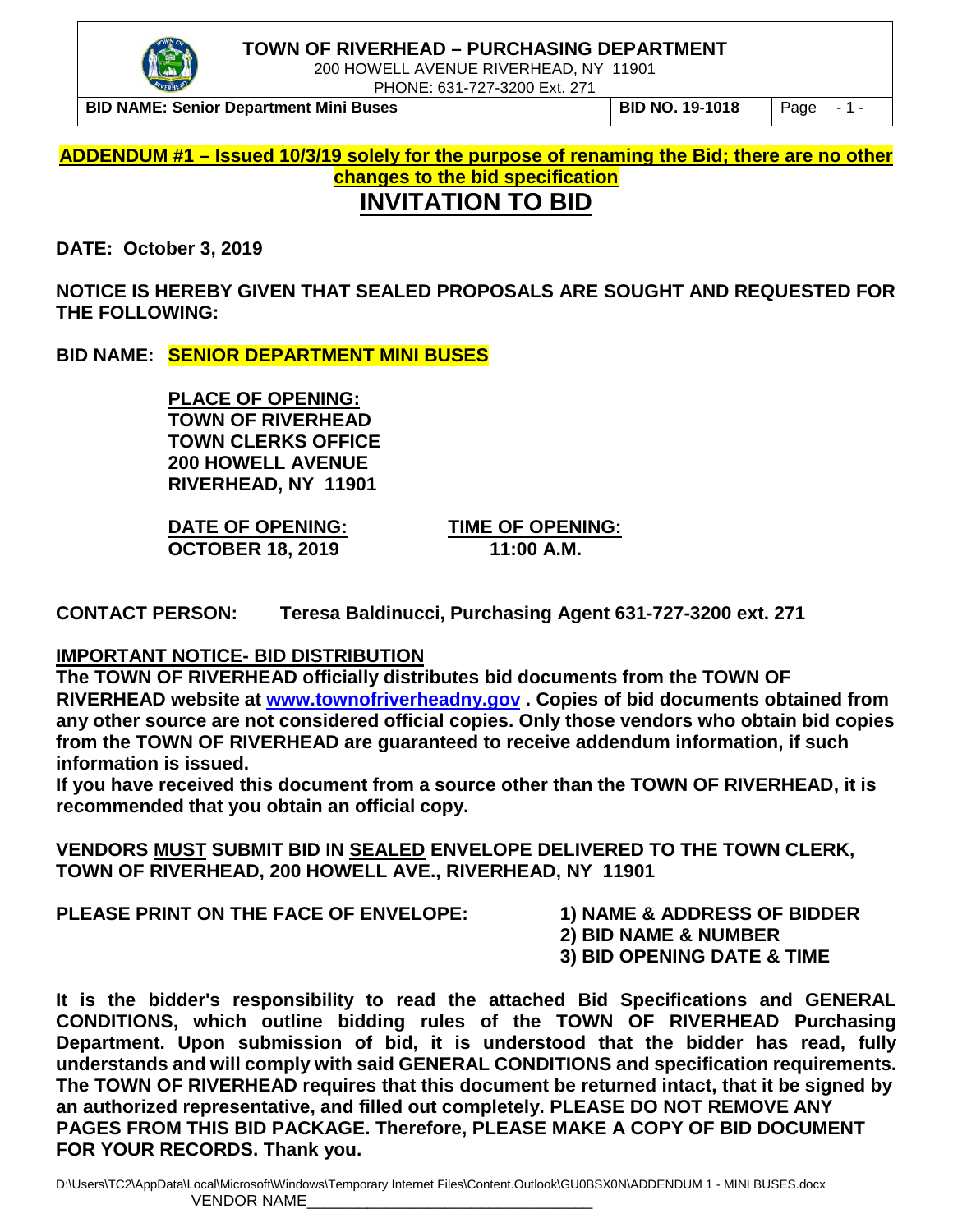**TOWN OF RIVERHEAD – PURCHASING DEPARTMENT**

200 HOWELL AVENUE RIVERHEAD, NY 11901

PHONE: 631-727-3200 Ext. 271

| BID NAME: Senior Department Mini Buses | BID NO. 19-1018 |
|---|---|

**ADDENDUM #1 – Issued 10/3/19 solely for the purpose of renaming the Bid; there are no other changes to the bid specification**

# INVITATION TO BID

**DATE: October 3, 2019**

**NOTICE IS HEREBY GIVEN THAT SEALED PROPOSALS ARE SOUGHT AND REQUESTED FOR THE FOLLOWING:**

**BID NAME: SENIOR DEPARTMENT MINI BUSES**

**PLACE OF OPENING:**
**TOWN OF RIVERHEAD**
**TOWN CLERKS OFFICE**
**200 HOWELL AVENUE**
**RIVERHEAD, NY 11901**

| DATE OF OPENING: | TIME OF OPENING: |
|---|---|
| OCTOBER 18, 2019 | 11:00 A.M. |

**CONTACT PERSON: Teresa Baldinucci, Purchasing Agent 631-727-3200 ext. 271**

**IMPORTANT NOTICE- BID DISTRIBUTION**

**The TOWN OF RIVERHEAD officially distributes bid documents from the TOWN OF RIVERHEAD website at www.townofriverheadny.gov . Copies of bid documents obtained from any other source are not considered official copies. Only those vendors who obtain bid copies from the TOWN OF RIVERHEAD are guaranteed to receive addendum information, if such information is issued.**

**If you have received this document from a source other than the TOWN OF RIVERHEAD, it is recommended that you obtain an official copy.**

**VENDORS MUST SUBMIT BID IN SEALED ENVELOPE DELIVERED TO THE TOWN CLERK, TOWN OF RIVERHEAD, 200 HOWELL AVE., RIVERHEAD, NY 11901**

**PLEASE PRINT ON THE FACE OF ENVELOPE:**

1. **NAME & ADDRESS OF BIDDER**
2. **BID NAME & NUMBER**
3. **BID OPENING DATE & TIME**

**It is the bidder's responsibility to read the attached Bid Specifications and GENERAL CONDITIONS, which outline bidding rules of the TOWN OF RIVERHEAD Purchasing Department. Upon submission of bid, it is understood that the bidder has read, fully understands and will comply with said GENERAL CONDITIONS and specification requirements. The TOWN OF RIVERHEAD requires that this document be returned intact, that it be signed by an authorized representative, and filled out completely. PLEASE DO NOT REMOVE ANY PAGES FROM THIS BID PACKAGE. Therefore, PLEASE MAKE A COPY OF BID DOCUMENT FOR YOUR RECORDS. Thank you.**

D:\Users\TC2\AppData\Local\Microsoft\Windows\Temporary Internet Files\Content.Outlook\GU0BSX0N\ADDENDUM 1 - MINI BUSES.docx

VENDOR NAME________________________________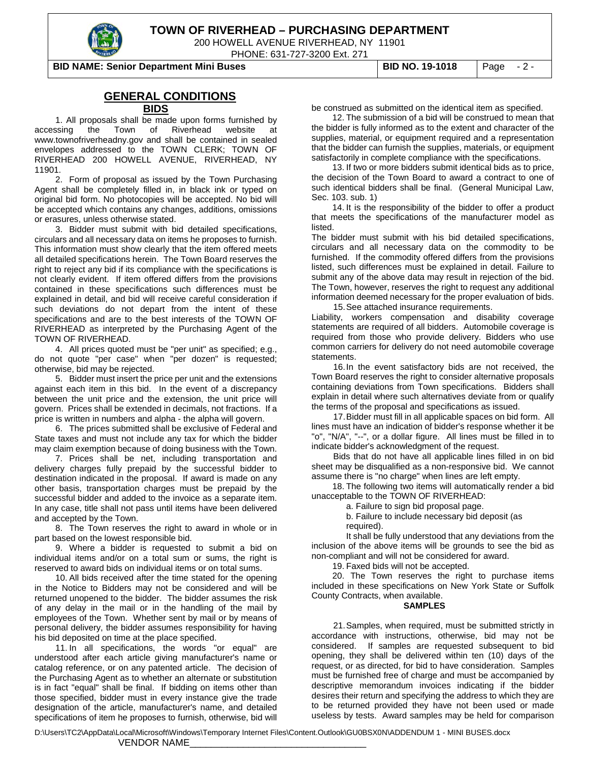## GENERAL CONDITIONS

### BIDS

1. All proposals shall be made upon forms furnished by accessing the Town of Riverhead website at www.townofriverheadny.gov and shall be contained in sealed envelopes addressed to the TOWN CLERK; TOWN OF RIVERHEAD 200 HOWELL AVENUE, RIVERHEAD, NY 11901.

2. Form of proposal as issued by the Town Purchasing Agent shall be completely filled in, in black ink or typed on original bid form. No photocopies will be accepted. No bid will be accepted which contains any changes, additions, omissions or erasures, unless otherwise stated.

3. Bidder must submit with bid detailed specifications, circulars and all necessary data on items he proposes to furnish. This information must show clearly that the item offered meets all detailed specifications herein. The Town Board reserves the right to reject any bid if its compliance with the specifications is not clearly evident. If item offered differs from the provisions contained in these specifications such differences must be explained in detail, and bid will receive careful consideration if such deviations do not depart from the intent of these specifications and are to the best interests of the TOWN OF RIVERHEAD as interpreted by the Purchasing Agent of the TOWN OF RIVERHEAD.

4. All prices quoted must be "per unit" as specified; e.g., do not quote "per case" when "per dozen" is requested; otherwise, bid may be rejected.

5. Bidder must insert the price per unit and the extensions against each item in this bid. In the event of a discrepancy between the unit price and the extension, the unit price will govern. Prices shall be extended in decimals, not fractions. If a price is written in numbers and alpha - the alpha will govern.

6. The prices submitted shall be exclusive of Federal and State taxes and must not include any tax for which the bidder may claim exemption because of doing business with the Town.

7. Prices shall be net, including transportation and delivery charges fully prepaid by the successful bidder to destination indicated in the proposal. If award is made on any other basis, transportation charges must be prepaid by the successful bidder and added to the invoice as a separate item. In any case, title shall not pass until items have been delivered and accepted by the Town.

8. The Town reserves the right to award in whole or in part based on the lowest responsible bid.

9. Where a bidder is requested to submit a bid on individual items and/or on a total sum or sums, the right is reserved to award bids on individual items or on total sums.

10. All bids received after the time stated for the opening in the Notice to Bidders may not be considered and will be returned unopened to the bidder. The bidder assumes the risk of any delay in the mail or in the handling of the mail by employees of the Town. Whether sent by mail or by means of personal delivery, the bidder assumes responsibility for having his bid deposited on time at the place specified.

11. In all specifications, the words "or equal" are understood after each article giving manufacturer's name or catalog reference, or on any patented article. The decision of the Purchasing Agent as to whether an alternate or substitution is in fact "equal" shall be final. If bidding on items other than those specified, bidder must in every instance give the trade designation of the article, manufacturer's name, and detailed specifications of item he proposes to furnish, otherwise, bid will be construed as submitted on the identical item as specified.

12. The submission of a bid will be construed to mean that the bidder is fully informed as to the extent and character of the supplies, material, or equipment required and a representation that the bidder can furnish the supplies, materials, or equipment satisfactorily in complete compliance with the specifications.

13. If two or more bidders submit identical bids as to price, the decision of the Town Board to award a contract to one of such identical bidders shall be final. (General Municipal Law, Sec. 103. sub. 1)

14. It is the responsibility of the bidder to offer a product that meets the specifications of the manufacturer model as listed.
The bidder must submit with his bid detailed specifications, circulars and all necessary data on the commodity to be furnished. If the commodity offered differs from the provisions listed, such differences must be explained in detail. Failure to submit any of the above data may result in rejection of the bid. The Town, however, reserves the right to request any additional information deemed necessary for the proper evaluation of bids.

15. See attached insurance requirements.
Liability, workers compensation and disability coverage statements are required of all bidders. Automobile coverage is required from those who provide delivery. Bidders who use common carriers for delivery do not need automobile coverage statements.

16. In the event satisfactory bids are not received, the Town Board reserves the right to consider alternative proposals containing deviations from Town specifications. Bidders shall explain in detail where such alternatives deviate from or qualify the terms of the proposal and specifications as issued.

17. Bidder must fill in all applicable spaces on bid form. All lines must have an indication of bidder's response whether it be "o", "N/A", "--", or a dollar figure. All lines must be filled in to indicate bidder's acknowledgment of the request.
Bids that do not have all applicable lines filled in on bid sheet may be disqualified as a non-responsive bid. We cannot assume there is "no charge" when lines are left empty.

18. The following two items will automatically render a bid unacceptable to the TOWN OF RIVERHEAD:

a. Failure to sign bid proposal page.
b. Failure to include necessary bid deposit (as required).

It shall be fully understood that any deviations from the inclusion of the above items will be grounds to see the bid as non-compliant and will not be considered for award.

19. Faxed bids will not be accepted.

20. The Town reserves the right to purchase items included in these specifications on New York State or Suffolk County Contracts, when available.

### SAMPLES

21. Samples, when required, must be submitted strictly in accordance with instructions, otherwise, bid may not be considered. If samples are requested subsequent to bid opening, they shall be delivered within ten (10) days of the request, or as directed, for bid to have consideration. Samples must be furnished free of charge and must be accompanied by descriptive memorandum invoices indicating if the bidder desires their return and specifying the address to which they are to be returned provided they have not been used or made useless by tests. Award samples may be held for comparison

VENDOR NAME________________________________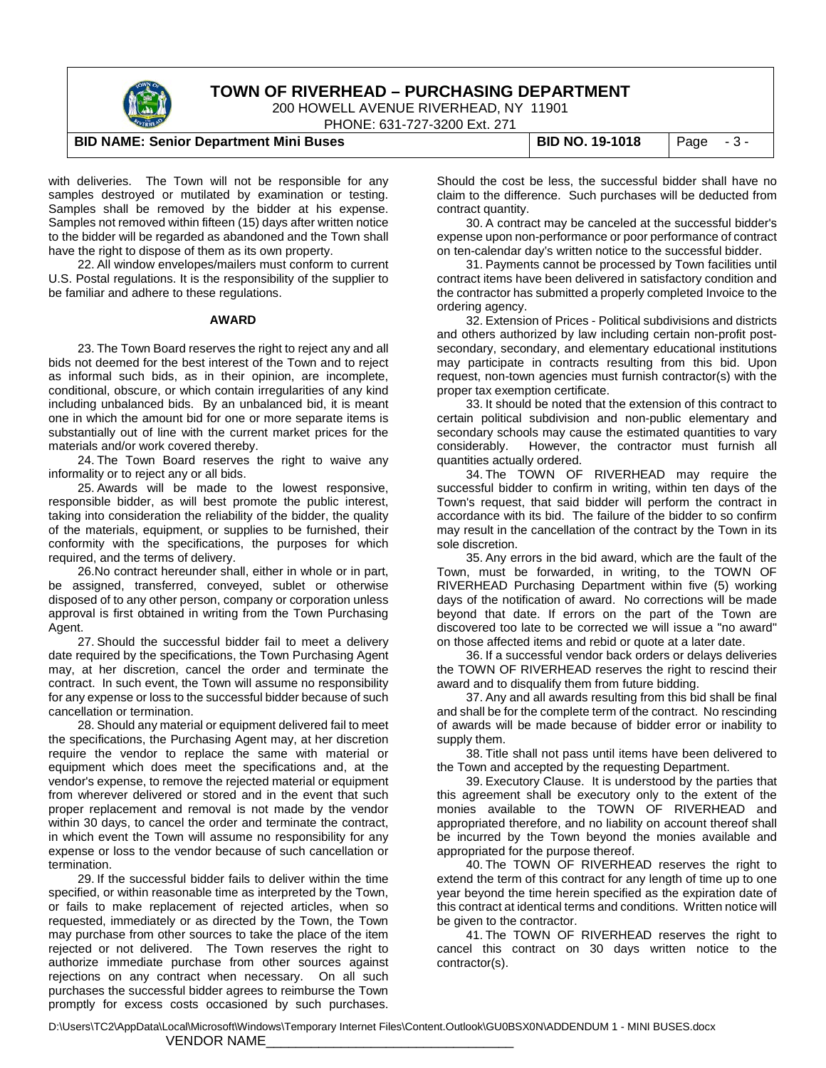with deliveries. The Town will not be responsible for any samples destroyed or mutilated by examination or testing. Samples shall be removed by the bidder at his expense. Samples not removed within fifteen (15) days after written notice to the bidder will be regarded as abandoned and the Town shall have the right to dispose of them as its own property.

22. All window envelopes/mailers must conform to current U.S. Postal regulations. It is the responsibility of the supplier to be familiar and adhere to these regulations.

**AWARD**

23. The Town Board reserves the right to reject any and all bids not deemed for the best interest of the Town and to reject as informal such bids, as in their opinion, are incomplete, conditional, obscure, or which contain irregularities of any kind including unbalanced bids. By an unbalanced bid, it is meant one in which the amount bid for one or more separate items is substantially out of line with the current market prices for the materials and/or work covered thereby.

24. The Town Board reserves the right to waive any informality or to reject any or all bids.

25. Awards will be made to the lowest responsive, responsible bidder, as will best promote the public interest, taking into consideration the reliability of the bidder, the quality of the materials, equipment, or supplies to be furnished, their conformity with the specifications, the purposes for which required, and the terms of delivery.

26. No contract hereunder shall, either in whole or in part, be assigned, transferred, conveyed, sublet or otherwise disposed of to any other person, company or corporation unless approval is first obtained in writing from the Town Purchasing Agent.

27. Should the successful bidder fail to meet a delivery date required by the specifications, the Town Purchasing Agent may, at her discretion, cancel the order and terminate the contract. In such event, the Town will assume no responsibility for any expense or loss to the successful bidder because of such cancellation or termination.

28. Should any material or equipment delivered fail to meet the specifications, the Purchasing Agent may, at her discretion require the vendor to replace the same with material or equipment which does meet the specifications and, at the vendor's expense, to remove the rejected material or equipment from wherever delivered or stored and in the event that such proper replacement and removal is not made by the vendor within 30 days, to cancel the order and terminate the contract, in which event the Town will assume no responsibility for any expense or loss to the vendor because of such cancellation or termination.

29. If the successful bidder fails to deliver within the time specified, or within reasonable time as interpreted by the Town, or fails to make replacement of rejected articles, when so requested, immediately or as directed by the Town, the Town may purchase from other sources to take the place of the item rejected or not delivered. The Town reserves the right to authorize immediate purchase from other sources against rejections on any contract when necessary. On all such purchases the successful bidder agrees to reimburse the Town promptly for excess costs occasioned by such purchases. Should the cost be less, the successful bidder shall have no claim to the difference. Such purchases will be deducted from contract quantity.

30. A contract may be canceled at the successful bidder's expense upon non-performance or poor performance of contract on ten-calendar day's written notice to the successful bidder.

31. Payments cannot be processed by Town facilities until contract items have been delivered in satisfactory condition and the contractor has submitted a properly completed Invoice to the ordering agency.

32. Extension of Prices - Political subdivisions and districts and others authorized by law including certain non-profit post-secondary, secondary, and elementary educational institutions may participate in contracts resulting from this bid. Upon request, non-town agencies must furnish contractor(s) with the proper tax exemption certificate.

33. It should be noted that the extension of this contract to certain political subdivision and non-public elementary and secondary schools may cause the estimated quantities to vary considerably. However, the contractor must furnish all quantities actually ordered.

34. The TOWN OF RIVERHEAD may require the successful bidder to confirm in writing, within ten days of the Town's request, that said bidder will perform the contract in accordance with its bid. The failure of the bidder to so confirm may result in the cancellation of the contract by the Town in its sole discretion.

35. Any errors in the bid award, which are the fault of the Town, must be forwarded, in writing, to the TOWN OF RIVERHEAD Purchasing Department within five (5) working days of the notification of award. No corrections will be made beyond that date. If errors on the part of the Town are discovered too late to be corrected we will issue a "no award" on those affected items and rebid or quote at a later date.

36. If a successful vendor back orders or delays deliveries the TOWN OF RIVERHEAD reserves the right to rescind their award and to disqualify them from future bidding.

37. Any and all awards resulting from this bid shall be final and shall be for the complete term of the contract. No rescinding of awards will be made because of bidder error or inability to supply them.

38. Title shall not pass until items have been delivered to the Town and accepted by the requesting Department.

39. Executory Clause. It is understood by the parties that this agreement shall be executory only to the extent of the monies available to the TOWN OF RIVERHEAD and appropriated therefore, and no liability on account thereof shall be incurred by the Town beyond the monies available and appropriated for the purpose thereof.

40. The TOWN OF RIVERHEAD reserves the right to extend the term of this contract for any length of time up to one year beyond the time herein specified as the expiration date of this contract at identical terms and conditions. Written notice will be given to the contractor.

41. The TOWN OF RIVERHEAD reserves the right to cancel this contract on 30 days written notice to the contractor(s).

VENDOR NAME________________________________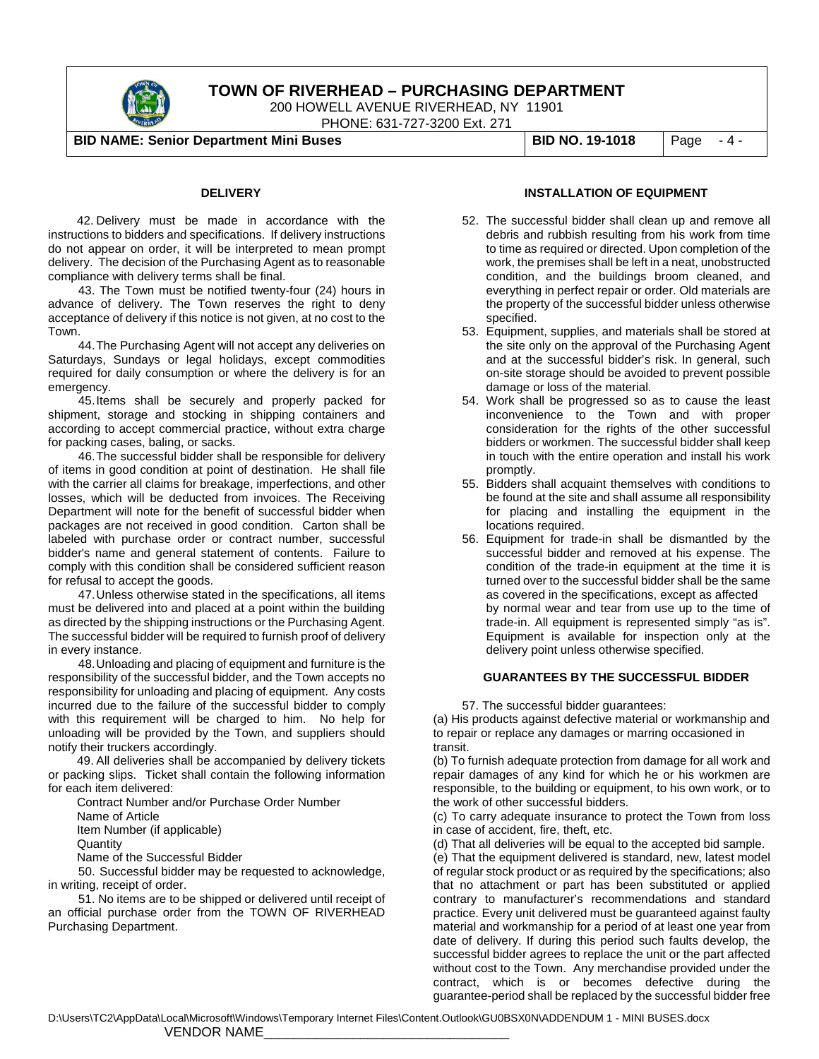## DELIVERY

42. Delivery must be made in accordance with the instructions to bidders and specifications. If delivery instructions do not appear on order, it will be interpreted to mean prompt delivery. The decision of the Purchasing Agent as to reasonable compliance with delivery terms shall be final.

43. The Town must be notified twenty-four (24) hours in advance of delivery. The Town reserves the right to deny acceptance of delivery if this notice is not given, at no cost to the Town.

44. The Purchasing Agent will not accept any deliveries on Saturdays, Sundays or legal holidays, except commodities required for daily consumption or where the delivery is for an emergency.

45. Items shall be securely and properly packed for shipment, storage and stocking in shipping containers and according to accept commercial practice, without extra charge for packing cases, baling, or sacks.

46. The successful bidder shall be responsible for delivery of items in good condition at point of destination. He shall file with the carrier all claims for breakage, imperfections, and other losses, which will be deducted from invoices. The Receiving Department will note for the benefit of successful bidder when packages are not received in good condition. Carton shall be labeled with purchase order or contract number, successful bidder's name and general statement of contents. Failure to comply with this condition shall be considered sufficient reason for refusal to accept the goods.

47. Unless otherwise stated in the specifications, all items must be delivered into and placed at a point within the building as directed by the shipping instructions or the Purchasing Agent. The successful bidder will be required to furnish proof of delivery in every instance.

48. Unloading and placing of equipment and furniture is the responsibility of the successful bidder, and the Town accepts no responsibility for unloading and placing of equipment. Any costs incurred due to the failure of the successful bidder to comply with this requirement will be charged to him. No help for unloading will be provided by the Town, and suppliers should notify their truckers accordingly.

49. All deliveries shall be accompanied by delivery tickets or packing slips. Ticket shall contain the following information for each item delivered:

Contract Number and/or Purchase Order Number
Name of Article
Item Number (if applicable)
Quantity
Name of the Successful Bidder

50. Successful bidder may be requested to acknowledge, in writing, receipt of order.

51. No items are to be shipped or delivered until receipt of an official purchase order from the TOWN OF RIVERHEAD Purchasing Department.

## INSTALLATION OF EQUIPMENT

52. The successful bidder shall clean up and remove all debris and rubbish resulting from his work from time to time as required or directed. Upon completion of the work, the premises shall be left in a neat, unobstructed condition, and the buildings broom cleaned, and everything in perfect repair or order. Old materials are the property of the successful bidder unless otherwise specified.
53. Equipment, supplies, and materials shall be stored at the site only on the approval of the Purchasing Agent and at the successful bidder's risk. In general, such on-site storage should be avoided to prevent possible damage or loss of the material.
54. Work shall be progressed so as to cause the least inconvenience to the Town and with proper consideration for the rights of the other successful bidders or workmen. The successful bidder shall keep in touch with the entire operation and install his work promptly.
55. Bidders shall acquaint themselves with conditions to be found at the site and shall assume all responsibility for placing and installing the equipment in the locations required.
56. Equipment for trade-in shall be dismantled by the successful bidder and removed at his expense. The condition of the trade-in equipment at the time it is turned over to the successful bidder shall be the same as covered in the specifications, except as affected by normal wear and tear from use up to the time of trade-in. All equipment is represented simply "as is". Equipment is available for inspection only at the delivery point unless otherwise specified.

## GUARANTEES BY THE SUCCESSFUL BIDDER

57. The successful bidder guarantees:

(a) His products against defective material or workmanship and to repair or replace any damages or marring occasioned in transit.

(b) To furnish adequate protection from damage for all work and repair damages of any kind for which he or his workmen are responsible, to the building or equipment, to his own work, or to the work of other successful bidders.

(c) To carry adequate insurance to protect the Town from loss in case of accident, fire, theft, etc.

(d) That all deliveries will be equal to the accepted bid sample.

(e) That the equipment delivered is standard, new, latest model of regular stock product or as required by the specifications; also that no attachment or part has been substituted or applied contrary to manufacturer's recommendations and standard practice. Every unit delivered must be guaranteed against faulty material and workmanship for a period of at least one year from date of delivery. If during this period such faults develop, the successful bidder agrees to replace the unit or the part affected without cost to the Town. Any merchandise provided under the contract, which is or becomes defective during the guarantee-period shall be replaced by the successful bidder free

VENDOR NAME_________________________________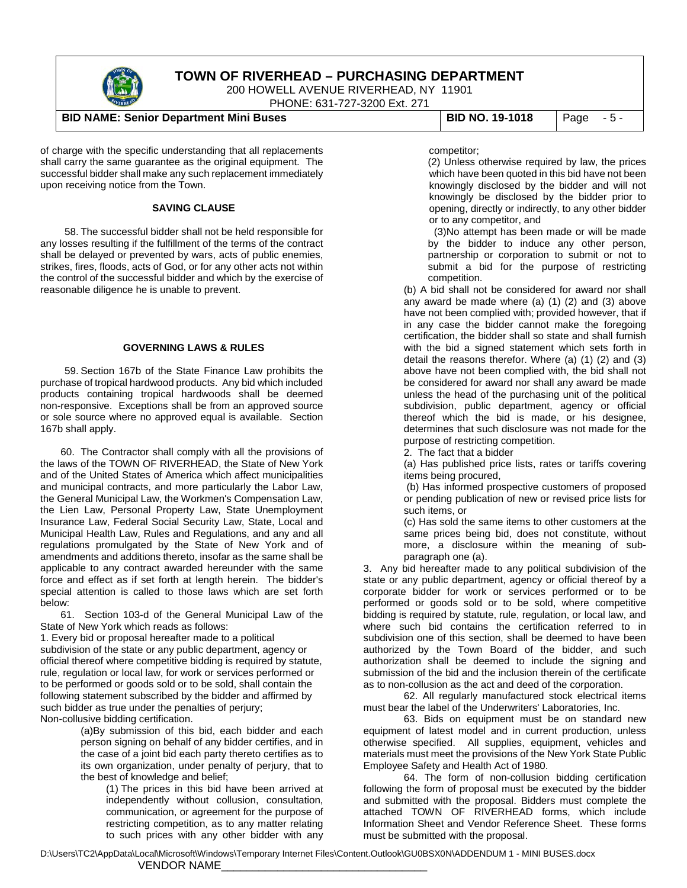of charge with the specific understanding that all replacements shall carry the same guarantee as the original equipment. The successful bidder shall make any such replacement immediately upon receiving notice from the Town.

### SAVING CLAUSE

58. The successful bidder shall not be held responsible for any losses resulting if the fulfillment of the terms of the contract shall be delayed or prevented by wars, acts of public enemies, strikes, fires, floods, acts of God, or for any other acts not within the control of the successful bidder and which by the exercise of reasonable diligence he is unable to prevent.

### GOVERNING LAWS & RULES

59. Section 167b of the State Finance Law prohibits the purchase of tropical hardwood products. Any bid which included products containing tropical hardwoods shall be deemed non-responsive. Exceptions shall be from an approved source or sole source where no approved equal is available. Section 167b shall apply.

60. The Contractor shall comply with all the provisions of the laws of the TOWN OF RIVERHEAD, the State of New York and of the United States of America which affect municipalities and municipal contracts, and more particularly the Labor Law, the General Municipal Law, the Workmen's Compensation Law, the Lien Law, Personal Property Law, State Unemployment Insurance Law, Federal Social Security Law, State, Local and Municipal Health Law, Rules and Regulations, and any and all regulations promulgated by the State of New York and of amendments and additions thereto, insofar as the same shall be applicable to any contract awarded hereunder with the same force and effect as if set forth at length herein. The bidder's special attention is called to those laws which are set forth below:

61. Section 103-d of the General Municipal Law of the State of New York which reads as follows:

1. Every bid or proposal hereafter made to a political subdivision of the state or any public department, agency or official thereof where competitive bidding is required by statute, rule, regulation or local law, for work or services performed or to be performed or goods sold or to be sold, shall contain the following statement subscribed by the bidder and affirmed by such bidder as true under the penalties of perjury;

Non-collusive bidding certification.

(a)By submission of this bid, each bidder and each person signing on behalf of any bidder certifies, and in the case of a joint bid each party thereto certifies as to its own organization, under penalty of perjury, that to the best of knowledge and belief;

(1) The prices in this bid have been arrived at independently without collusion, consultation, communication, or agreement for the purpose of restricting competition, as to any matter relating to such prices with any other bidder with any competitor;

(2) Unless otherwise required by law, the prices which have been quoted in this bid have not been knowingly disclosed by the bidder and will not knowingly be disclosed by the bidder prior to opening, directly or indirectly, to any other bidder or to any competitor, and

(3)No attempt has been made or will be made by the bidder to induce any other person, partnership or corporation to submit or not to submit a bid for the purpose of restricting competition.

(b) A bid shall not be considered for award nor shall any award be made where (a) (1) (2) and (3) above have not been complied with; provided however, that if in any case the bidder cannot make the foregoing certification, the bidder shall so state and shall furnish with the bid a signed statement which sets forth in detail the reasons therefor. Where (a) (1) (2) and (3) above have not been complied with, the bid shall not be considered for award nor shall any award be made unless the head of the purchasing unit of the political subdivision, public department, agency or official thereof which the bid is made, or his designee, determines that such disclosure was not made for the purpose of restricting competition.

2. The fact that a bidder

(a) Has published price lists, rates or tariffs covering items being procured,

(b) Has informed prospective customers of proposed or pending publication of new or revised price lists for such items, or

(c) Has sold the same items to other customers at the same prices being bid, does not constitute, without more, a disclosure within the meaning of sub-paragraph one (a).

3. Any bid hereafter made to any political subdivision of the state or any public department, agency or official thereof by a corporate bidder for work or services performed or to be performed or goods sold or to be sold, where competitive bidding is required by statute, rule, regulation, or local law, and where such bid contains the certification referred to in subdivision one of this section, shall be deemed to have been authorized by the Town Board of the bidder, and such authorization shall be deemed to include the signing and submission of the bid and the inclusion therein of the certificate as to non-collusion as the act and deed of the corporation.

62. All regularly manufactured stock electrical items must bear the label of the Underwriters' Laboratories, Inc.

63. Bids on equipment must be on standard new equipment of latest model and in current production, unless otherwise specified. All supplies, equipment, vehicles and materials must meet the provisions of the New York State Public Employee Safety and Health Act of 1980.

64. The form of non-collusion bidding certification following the form of proposal must be executed by the bidder and submitted with the proposal. Bidders must complete the attached TOWN OF RIVERHEAD forms, which include Information Sheet and Vendor Reference Sheet. These forms must be submitted with the proposal.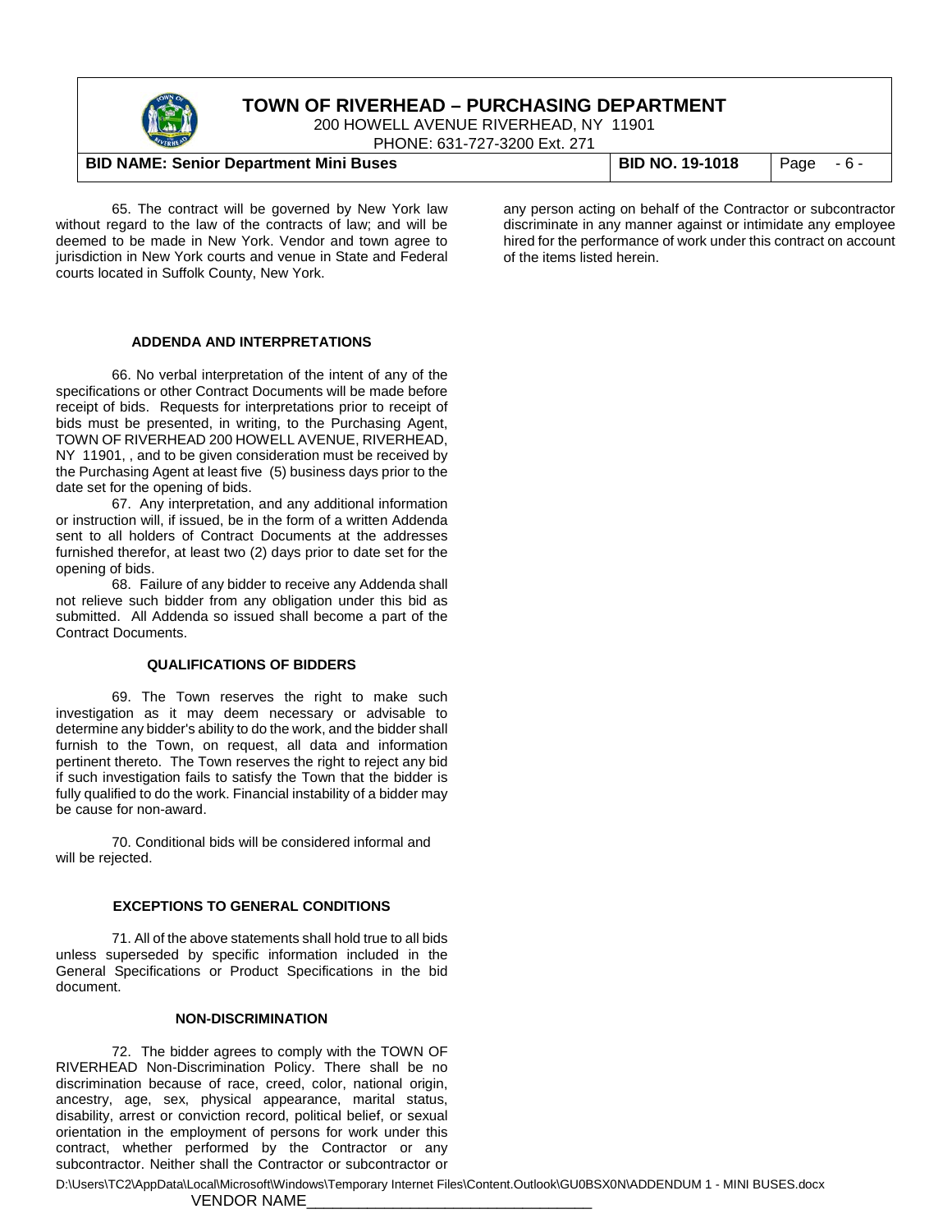65. The contract will be governed by New York law without regard to the law of the contracts of law; and will be deemed to be made in New York. Vendor and town agree to jurisdiction in New York courts and venue in State and Federal courts located in Suffolk County, New York.

### ADDENDA AND INTERPRETATIONS

66. No verbal interpretation of the intent of any of the specifications or other Contract Documents will be made before receipt of bids. Requests for interpretations prior to receipt of bids must be presented, in writing, to the Purchasing Agent, TOWN OF RIVERHEAD 200 HOWELL AVENUE, RIVERHEAD, NY 11901, , and to be given consideration must be received by the Purchasing Agent at least five (5) business days prior to the date set for the opening of bids.

67. Any interpretation, and any additional information or instruction will, if issued, be in the form of a written Addenda sent to all holders of Contract Documents at the addresses furnished therefor, at least two (2) days prior to date set for the opening of bids.

68. Failure of any bidder to receive any Addenda shall not relieve such bidder from any obligation under this bid as submitted. All Addenda so issued shall become a part of the Contract Documents.

### QUALIFICATIONS OF BIDDERS

69. The Town reserves the right to make such investigation as it may deem necessary or advisable to determine any bidder's ability to do the work, and the bidder shall furnish to the Town, on request, all data and information pertinent thereto. The Town reserves the right to reject any bid if such investigation fails to satisfy the Town that the bidder is fully qualified to do the work. Financial instability of a bidder may be cause for non-award.

70. Conditional bids will be considered informal and will be rejected.

### EXCEPTIONS TO GENERAL CONDITIONS

71. All of the above statements shall hold true to all bids unless superseded by specific information included in the General Specifications or Product Specifications in the bid document.

### NON-DISCRIMINATION

72. The bidder agrees to comply with the TOWN OF RIVERHEAD Non-Discrimination Policy. There shall be no discrimination because of race, creed, color, national origin, ancestry, age, sex, physical appearance, marital status, disability, arrest or conviction record, political belief, or sexual orientation in the employment of persons for work under this contract, whether performed by the Contractor or any subcontractor. Neither shall the Contractor or subcontractor or any person acting on behalf of the Contractor or subcontractor discriminate in any manner against or intimidate any employee hired for the performance of work under this contract on account of the items listed herein.

VENDOR NAME_________________________________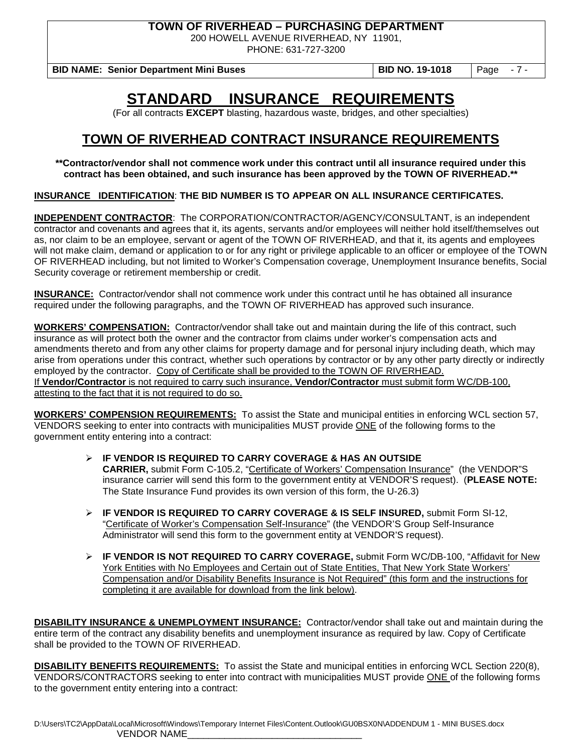# STANDARD INSURANCE REQUIREMENTS

(For all contracts **EXCEPT** blasting, hazardous waste, bridges, and other specialties)

## TOWN OF RIVERHEAD CONTRACT INSURANCE REQUIREMENTS

****Contractor/vendor shall not commence work under this contract until all insurance required under this contract has been obtained, and such insurance has been approved by the TOWN OF RIVERHEAD.****

**INSURANCE IDENTIFICATION**: **THE BID NUMBER IS TO APPEAR ON ALL INSURANCE CERTIFICATES.**

**INDEPENDENT CONTRACTOR**: The CORPORATION/CONTRACTOR/AGENCY/CONSULTANT, is an independent contractor and covenants and agrees that it, its agents, servants and/or employees will neither hold itself/themselves out as, nor claim to be an employee, servant or agent of the TOWN OF RIVERHEAD, and that it, its agents and employees will not make claim, demand or application to or for any right or privilege applicable to an officer or employee of the TOWN OF RIVERHEAD including, but not limited to Worker's Compensation coverage, Unemployment Insurance benefits, Social Security coverage or retirement membership or credit.

**INSURANCE:** Contractor/vendor shall not commence work under this contract until he has obtained all insurance required under the following paragraphs, and the TOWN OF RIVERHEAD has approved such insurance.

**WORKERS' COMPENSATION:** Contractor/vendor shall take out and maintain during the life of this contract, such insurance as will protect both the owner and the contractor from claims under worker's compensation acts and amendments thereto and from any other claims for property damage and for personal injury including death, which may arise from operations under this contract, whether such operations by contractor or by any other party directly or indirectly employed by the contractor. Copy of Certificate shall be provided to the TOWN OF RIVERHEAD.
If **Vendor/Contractor** is not required to carry such insurance, **Vendor/Contractor** must submit form WC/DB-100, attesting to the fact that it is not required to do so.

**WORKERS' COMPENSION REQUIREMENTS:** To assist the State and municipal entities in enforcing WCL section 57, VENDORS seeking to enter into contracts with municipalities MUST provide ONE of the following forms to the government entity entering into a contract:

- **IF VENDOR IS REQUIRED TO CARRY COVERAGE & HAS AN OUTSIDE CARRIER,** submit Form C-105.2, "Certificate of Workers' Compensation Insurance" (the VENDOR"S insurance carrier will send this form to the government entity at VENDOR'S request). (**PLEASE NOTE:** The State Insurance Fund provides its own version of this form, the U-26.3)
- **IF VENDOR IS REQUIRED TO CARRY COVERAGE & IS SELF INSURED,** submit Form SI-12, "Certificate of Worker's Compensation Self-Insurance" (the VENDOR'S Group Self-Insurance Administrator will send this form to the government entity at VENDOR'S request).
- **IF VENDOR IS NOT REQUIRED TO CARRY COVERAGE,** submit Form WC/DB-100, "Affidavit for New York Entities with No Employees and Certain out of State Entities, That New York State Workers' Compensation and/or Disability Benefits Insurance is Not Required" (this form and the instructions for completing it are available for download from the link below).

**DISABILITY INSURANCE & UNEMPLOYMENT INSURANCE:** Contractor/vendor shall take out and maintain during the entire term of the contract any disability benefits and unemployment insurance as required by law. Copy of Certificate shall be provided to the TOWN OF RIVERHEAD.

**DISABILITY BENEFITS REQUIREMENTS:** To assist the State and municipal entities in enforcing WCL Section 220(8), VENDORS/CONTRACTORS seeking to enter into contract with municipalities MUST provide ONE of the following forms to the government entity entering into a contract: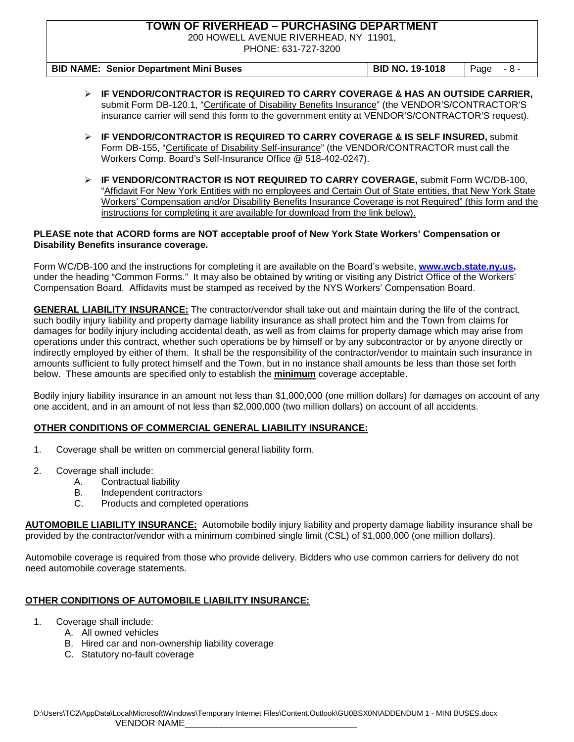- **IF VENDOR/CONTRACTOR IS REQUIRED TO CARRY COVERAGE & HAS AN OUTSIDE CARRIER,** submit Form DB-120.1, "Certificate of Disability Benefits Insurance" (the VENDOR'S/CONTRACTOR'S insurance carrier will send this form to the government entity at VENDOR'S/CONTRACTOR'S request).
- **IF VENDOR/CONTRACTOR IS REQUIRED TO CARRY COVERAGE & IS SELF INSURED,** submit Form DB-155, "Certificate of Disability Self-insurance" (the VENDOR/CONTRACTOR must call the Workers Comp. Board's Self-Insurance Office @ 518-402-0247).
- **IF VENDOR/CONTRACTOR IS NOT REQUIRED TO CARRY COVERAGE,** submit Form WC/DB-100, "Affidavit For New York Entities with no employees and Certain Out of State entities, that New York State Workers' Compensation and/or Disability Benefits Insurance Coverage is not Required" (this form and the instructions for completing it are available for download from the link below).

**PLEASE note that ACORD forms are NOT acceptable proof of New York State Workers' Compensation or Disability Benefits insurance coverage.**

Form WC/DB-100 and the instructions for completing it are available on the Board's website, **www.wcb.state.ny.us,** under the heading "Common Forms." It may also be obtained by writing or visiting any District Office of the Workers' Compensation Board. Affidavits must be stamped as received by the NYS Workers' Compensation Board.

**GENERAL LIABILITY INSURANCE:** The contractor/vendor shall take out and maintain during the life of the contract, such bodily injury liability and property damage liability insurance as shall protect him and the Town from claims for damages for bodily injury including accidental death, as well as from claims for property damage which may arise from operations under this contract, whether such operations be by himself or by any subcontractor or by anyone directly or indirectly employed by either of them. It shall be the responsibility of the contractor/vendor to maintain such insurance in amounts sufficient to fully protect himself and the Town, but in no instance shall amounts be less than those set forth below. These amounts are specified only to establish the **minimum** coverage acceptable.

Bodily injury liability insurance in an amount not less than $1,000,000 (one million dollars) for damages on account of any one accident, and in an amount of not less than $2,000,000 (two million dollars) on account of all accidents.

**OTHER CONDITIONS OF COMMERCIAL GENERAL LIABILITY INSURANCE:**

1. Coverage shall be written on commercial general liability form.
2. Coverage shall include:
   - A. Contractual liability
   - B. Independent contractors
   - C. Products and completed operations

**AUTOMOBILE LIABILITY INSURANCE:** Automobile bodily injury liability and property damage liability insurance shall be provided by the contractor/vendor with a minimum combined single limit (CSL) of $1,000,000 (one million dollars).

Automobile coverage is required from those who provide delivery. Bidders who use common carriers for delivery do not need automobile coverage statements.

**OTHER CONDITIONS OF AUTOMOBILE LIABILITY INSURANCE:**

1. Coverage shall include:
   - A. All owned vehicles
   - B. Hired car and non-ownership liability coverage
   - C. Statutory no-fault coverage

VENDOR NAME________________________________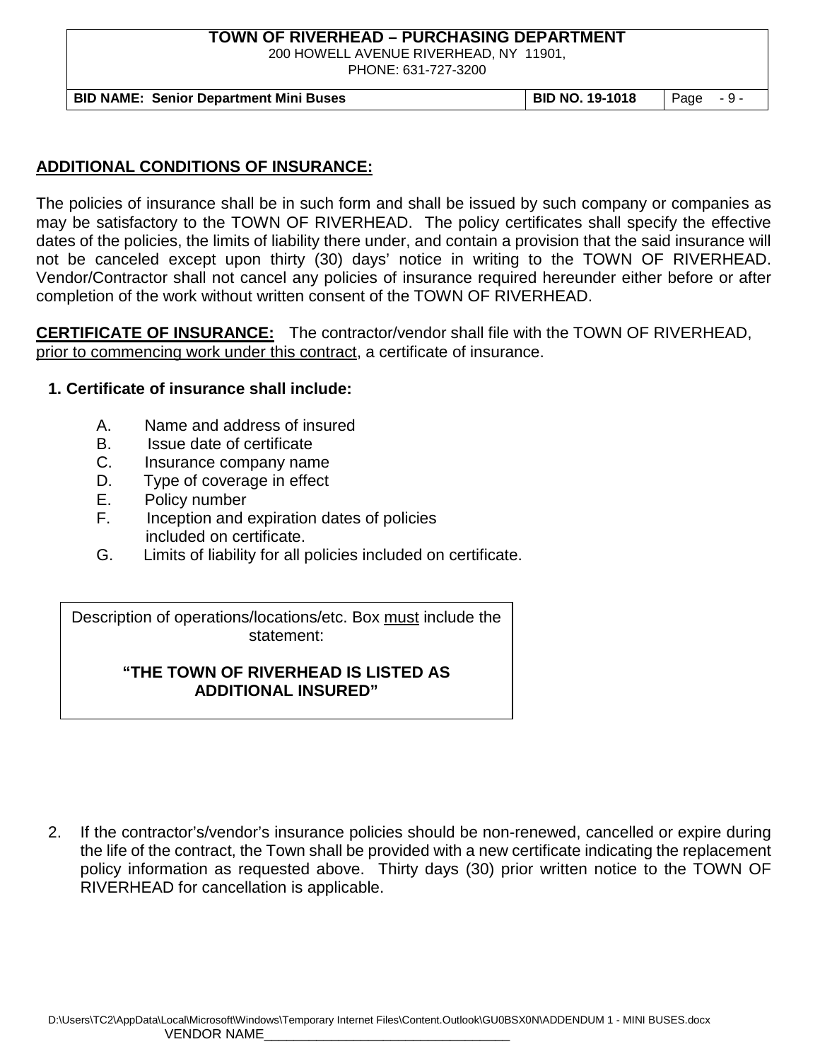**ADDITIONAL CONDITIONS OF INSURANCE:**

The policies of insurance shall be in such form and shall be issued by such company or companies as may be satisfactory to the TOWN OF RIVERHEAD. The policy certificates shall specify the effective dates of the policies, the limits of liability there under, and contain a provision that the said insurance will not be canceled except upon thirty (30) days' notice in writing to the TOWN OF RIVERHEAD. Vendor/Contractor shall not cancel any policies of insurance required hereunder either before or after completion of the work without written consent of the TOWN OF RIVERHEAD.

**CERTIFICATE OF INSURANCE:** The contractor/vendor shall file with the TOWN OF RIVERHEAD, prior to commencing work under this contract, a certificate of insurance.

**1. Certificate of insurance shall include:**

A. Name and address of insured
B. Issue date of certificate
C. Insurance company name
D. Type of coverage in effect
E. Policy number
F. Inception and expiration dates of policies included on certificate.
G. Limits of liability for all policies included on certificate.

| Description of operations/locations/etc. Box must include the statement: **"THE TOWN OF RIVERHEAD IS LISTED AS ADDITIONAL INSURED"** |
|---|

2. If the contractor's/vendor's insurance policies should be non-renewed, cancelled or expire during the life of the contract, the Town shall be provided with a new certificate indicating the replacement policy information as requested above. Thirty days (30) prior written notice to the TOWN OF RIVERHEAD for cancellation is applicable.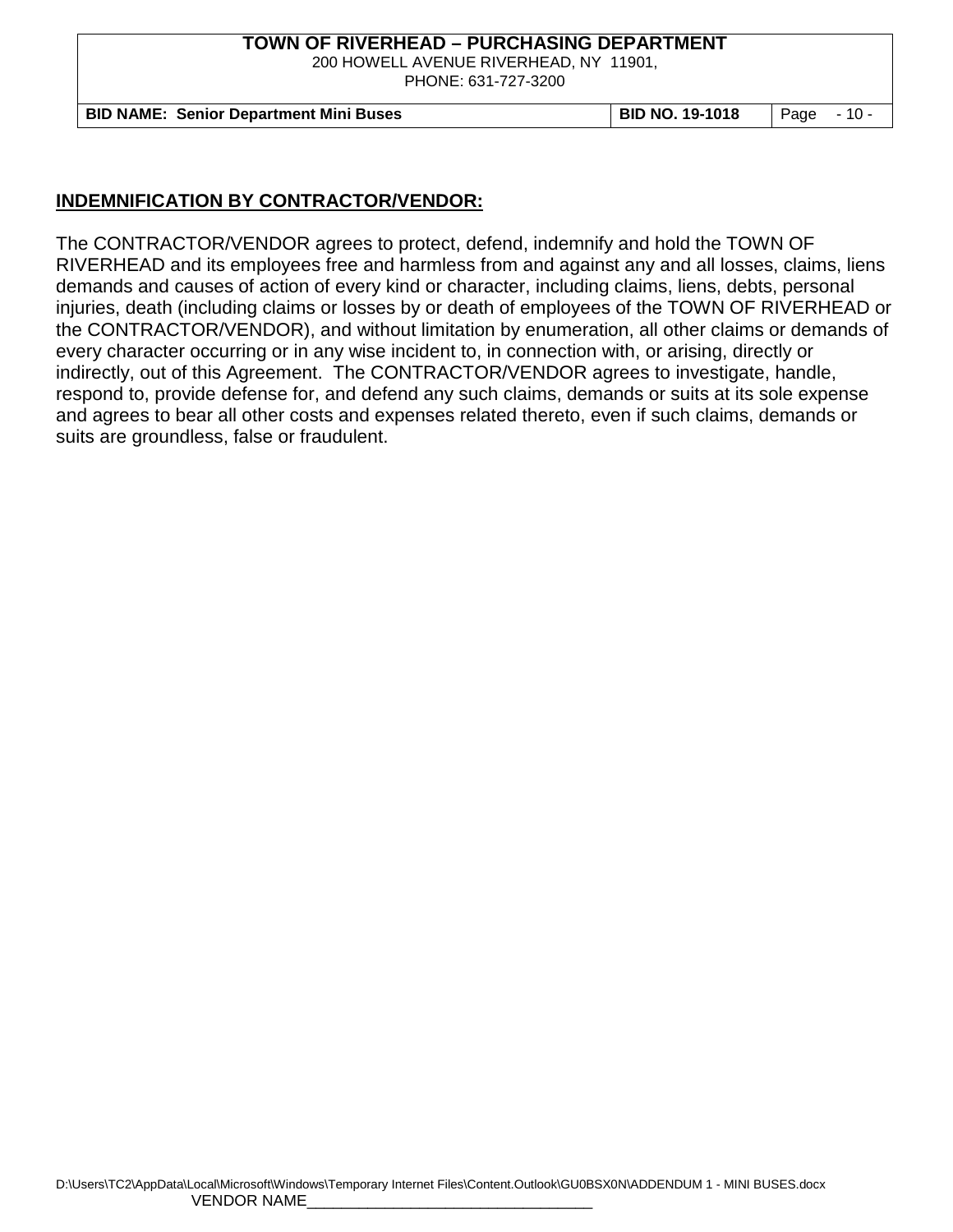## INDEMNIFICATION BY CONTRACTOR/VENDOR:

The CONTRACTOR/VENDOR agrees to protect, defend, indemnify and hold the TOWN OF RIVERHEAD and its employees free and harmless from and against any and all losses, claims, liens demands and causes of action of every kind or character, including claims, liens, debts, personal injuries, death (including claims or losses by or death of employees of the TOWN OF RIVERHEAD or the CONTRACTOR/VENDOR), and without limitation by enumeration, all other claims or demands of every character occurring or in any wise incident to, in connection with, or arising, directly or indirectly, out of this Agreement. The CONTRACTOR/VENDOR agrees to investigate, handle, respond to, provide defense for, and defend any such claims, demands or suits at its sole expense and agrees to bear all other costs and expenses related thereto, even if such claims, demands or suits are groundless, false or fraudulent.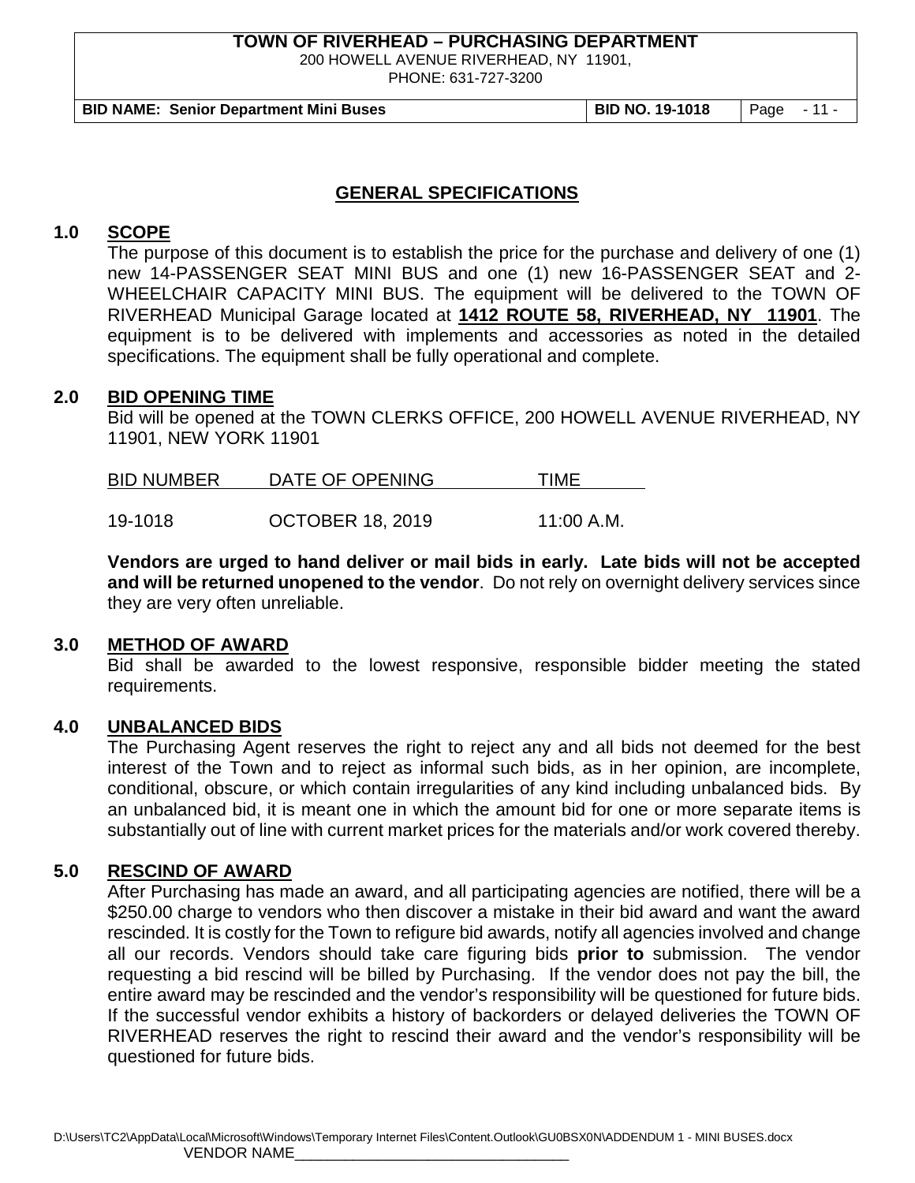## GENERAL SPECIFICATIONS

### 1.0 SCOPE

The purpose of this document is to establish the price for the purchase and delivery of one (1) new 14-PASSENGER SEAT MINI BUS and one (1) new 16-PASSENGER SEAT and 2-WHEELCHAIR CAPACITY MINI BUS. The equipment will be delivered to the TOWN OF RIVERHEAD Municipal Garage located at **1412 ROUTE 58, RIVERHEAD, NY 11901**. The equipment is to be delivered with implements and accessories as noted in the detailed specifications. The equipment shall be fully operational and complete.

### 2.0 BID OPENING TIME

Bid will be opened at the TOWN CLERKS OFFICE, 200 HOWELL AVENUE RIVERHEAD, NY 11901, NEW YORK 11901

| BID NUMBER | DATE OF OPENING | TIME |
|---|---|---|
| 19-1018 | OCTOBER 18, 2019 | 11:00 A.M. |

**Vendors are urged to hand deliver or mail bids in early. Late bids will not be accepted and will be returned unopened to the vendor**. Do not rely on overnight delivery services since they are very often unreliable.

### 3.0 METHOD OF AWARD

Bid shall be awarded to the lowest responsive, responsible bidder meeting the stated requirements.

### 4.0 UNBALANCED BIDS

The Purchasing Agent reserves the right to reject any and all bids not deemed for the best interest of the Town and to reject as informal such bids, as in her opinion, are incomplete, conditional, obscure, or which contain irregularities of any kind including unbalanced bids. By an unbalanced bid, it is meant one in which the amount bid for one or more separate items is substantially out of line with current market prices for the materials and/or work covered thereby.

### 5.0 RESCIND OF AWARD

After Purchasing has made an award, and all participating agencies are notified, there will be a $250.00 charge to vendors who then discover a mistake in their bid award and want the award rescinded. It is costly for the Town to refigure bid awards, notify all agencies involved and change all our records. Vendors should take care figuring bids **prior to** submission. The vendor requesting a bid rescind will be billed by Purchasing. If the vendor does not pay the bill, the entire award may be rescinded and the vendor's responsibility will be questioned for future bids. If the successful vendor exhibits a history of backorders or delayed deliveries the TOWN OF RIVERHEAD reserves the right to rescind their award and the vendor's responsibility will be questioned for future bids.

VENDOR NAME________________________________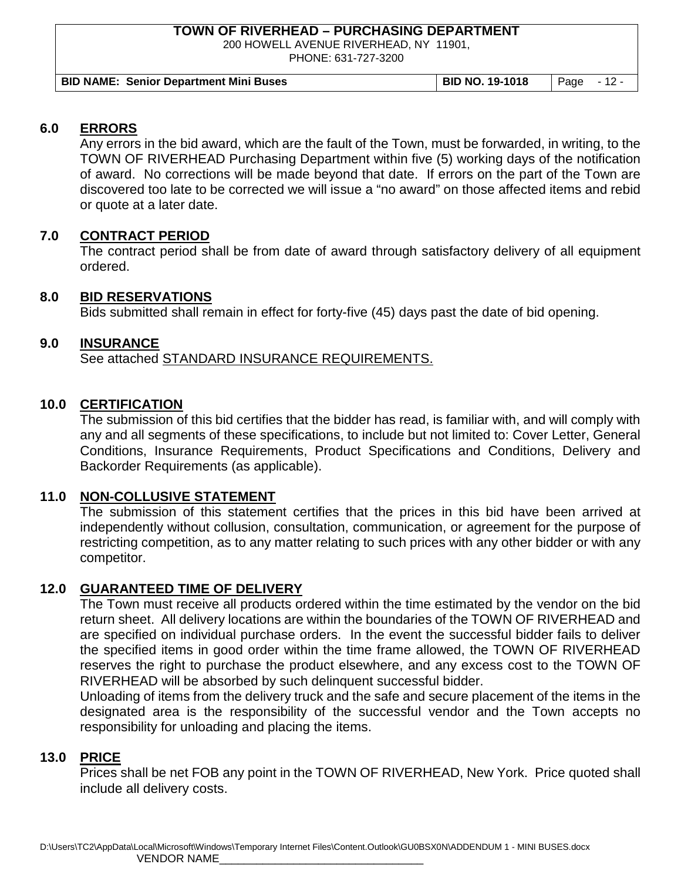## 6.0 ERRORS

Any errors in the bid award, which are the fault of the Town, must be forwarded, in writing, to the TOWN OF RIVERHEAD Purchasing Department within five (5) working days of the notification of award. No corrections will be made beyond that date. If errors on the part of the Town are discovered too late to be corrected we will issue a "no award" on those affected items and rebid or quote at a later date.

## 7.0 CONTRACT PERIOD

The contract period shall be from date of award through satisfactory delivery of all equipment ordered.

## 8.0 BID RESERVATIONS

Bids submitted shall remain in effect for forty-five (45) days past the date of bid opening.

## 9.0 INSURANCE

See attached STANDARD INSURANCE REQUIREMENTS.

## 10.0 CERTIFICATION

The submission of this bid certifies that the bidder has read, is familiar with, and will comply with any and all segments of these specifications, to include but not limited to: Cover Letter, General Conditions, Insurance Requirements, Product Specifications and Conditions, Delivery and Backorder Requirements (as applicable).

## 11.0 NON-COLLUSIVE STATEMENT

The submission of this statement certifies that the prices in this bid have been arrived at independently without collusion, consultation, communication, or agreement for the purpose of restricting competition, as to any matter relating to such prices with any other bidder or with any competitor.

## 12.0 GUARANTEED TIME OF DELIVERY

The Town must receive all products ordered within the time estimated by the vendor on the bid return sheet. All delivery locations are within the boundaries of the TOWN OF RIVERHEAD and are specified on individual purchase orders. In the event the successful bidder fails to deliver the specified items in good order within the time frame allowed, the TOWN OF RIVERHEAD reserves the right to purchase the product elsewhere, and any excess cost to the TOWN OF RIVERHEAD will be absorbed by such delinquent successful bidder.

Unloading of items from the delivery truck and the safe and secure placement of the items in the designated area is the responsibility of the successful vendor and the Town accepts no responsibility for unloading and placing the items.

## 13.0 PRICE

Prices shall be net FOB any point in the TOWN OF RIVERHEAD, New York. Price quoted shall include all delivery costs.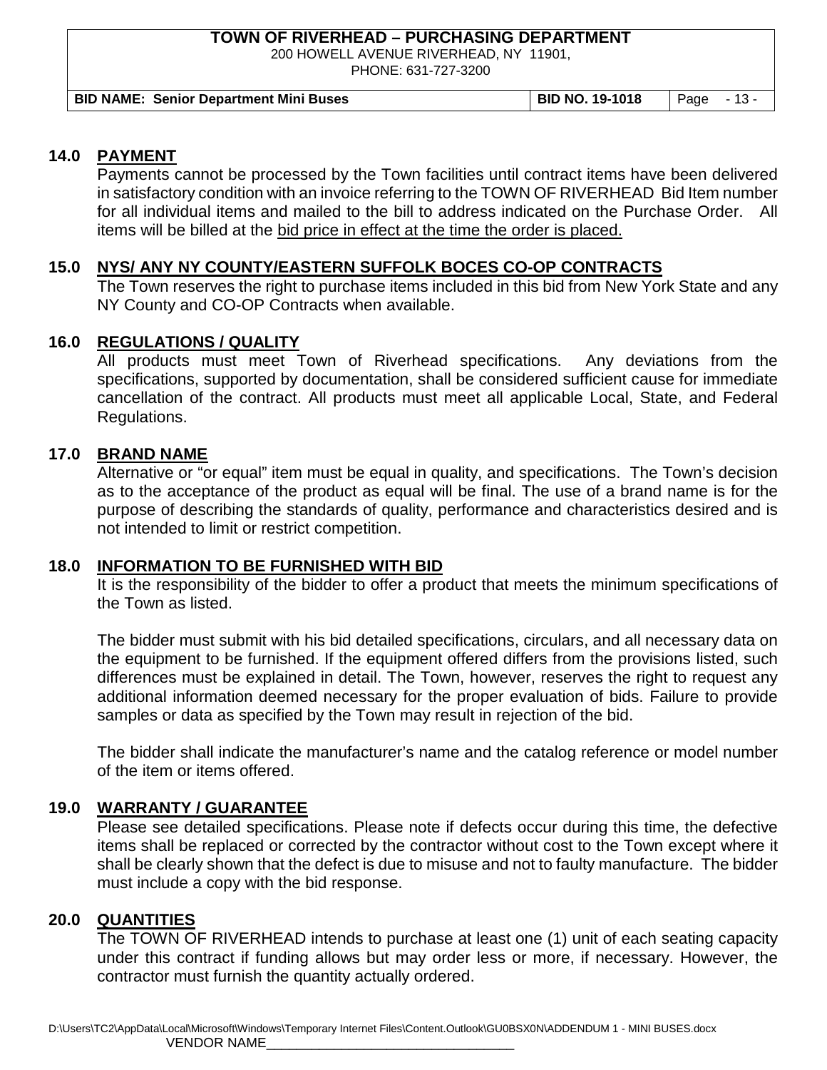## 14.0 PAYMENT

Payments cannot be processed by the Town facilities until contract items have been delivered in satisfactory condition with an invoice referring to the TOWN OF RIVERHEAD Bid Item number for all individual items and mailed to the bill to address indicated on the Purchase Order. All items will be billed at the bid price in effect at the time the order is placed.

## 15.0 NYS/ ANY NY COUNTY/EASTERN SUFFOLK BOCES CO-OP CONTRACTS

The Town reserves the right to purchase items included in this bid from New York State and any NY County and CO-OP Contracts when available.

## 16.0 REGULATIONS / QUALITY

All products must meet Town of Riverhead specifications. Any deviations from the specifications, supported by documentation, shall be considered sufficient cause for immediate cancellation of the contract. All products must meet all applicable Local, State, and Federal Regulations.

## 17.0 BRAND NAME

Alternative or "or equal" item must be equal in quality, and specifications. The Town's decision as to the acceptance of the product as equal will be final. The use of a brand name is for the purpose of describing the standards of quality, performance and characteristics desired and is not intended to limit or restrict competition.

## 18.0 INFORMATION TO BE FURNISHED WITH BID

It is the responsibility of the bidder to offer a product that meets the minimum specifications of the Town as listed.

The bidder must submit with his bid detailed specifications, circulars, and all necessary data on the equipment to be furnished. If the equipment offered differs from the provisions listed, such differences must be explained in detail. The Town, however, reserves the right to request any additional information deemed necessary for the proper evaluation of bids. Failure to provide samples or data as specified by the Town may result in rejection of the bid.

The bidder shall indicate the manufacturer's name and the catalog reference or model number of the item or items offered.

## 19.0 WARRANTY / GUARANTEE

Please see detailed specifications. Please note if defects occur during this time, the defective items shall be replaced or corrected by the contractor without cost to the Town except where it shall be clearly shown that the defect is due to misuse and not to faulty manufacture. The bidder must include a copy with the bid response.

## 20.0 QUANTITIES

The TOWN OF RIVERHEAD intends to purchase at least one (1) unit of each seating capacity under this contract if funding allows but may order less or more, if necessary. However, the contractor must furnish the quantity actually ordered.

VENDOR NAME________________________________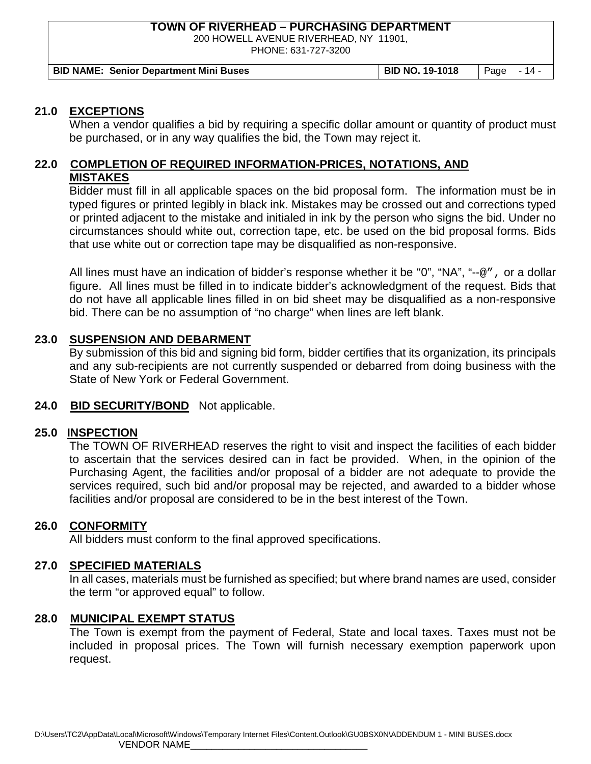## 21.0 EXCEPTIONS

When a vendor qualifies a bid by requiring a specific dollar amount or quantity of product must be purchased, or in any way qualifies the bid, the Town may reject it.

## 22.0 COMPLETION OF REQUIRED INFORMATION-PRICES, NOTATIONS, AND MISTAKES

Bidder must fill in all applicable spaces on the bid proposal form. The information must be in typed figures or printed legibly in black ink. Mistakes may be crossed out and corrections typed or printed adjacent to the mistake and initialed in ink by the person who signs the bid. Under no circumstances should white out, correction tape, etc. be used on the bid proposal forms. Bids that use white out or correction tape may be disqualified as non-responsive.

All lines must have an indication of bidder's response whether it be ″0", "NA", "--@″, or a dollar figure. All lines must be filled in to indicate bidder's acknowledgment of the request. Bids that do not have all applicable lines filled in on bid sheet may be disqualified as a non-responsive bid. There can be no assumption of "no charge" when lines are left blank.

## 23.0 SUSPENSION AND DEBARMENT

By submission of this bid and signing bid form, bidder certifies that its organization, its principals and any sub-recipients are not currently suspended or debarred from doing business with the State of New York or Federal Government.

## 24.0 BID SECURITY/BOND Not applicable.

## 25.0 INSPECTION

The TOWN OF RIVERHEAD reserves the right to visit and inspect the facilities of each bidder to ascertain that the services desired can in fact be provided. When, in the opinion of the Purchasing Agent, the facilities and/or proposal of a bidder are not adequate to provide the services required, such bid and/or proposal may be rejected, and awarded to a bidder whose facilities and/or proposal are considered to be in the best interest of the Town.

## 26.0 CONFORMITY

All bidders must conform to the final approved specifications.

## 27.0 SPECIFIED MATERIALS

In all cases, materials must be furnished as specified; but where brand names are used, consider the term "or approved equal" to follow.

## 28.0 MUNICIPAL EXEMPT STATUS

The Town is exempt from the payment of Federal, State and local taxes. Taxes must not be included in proposal prices. The Town will furnish necessary exemption paperwork upon request.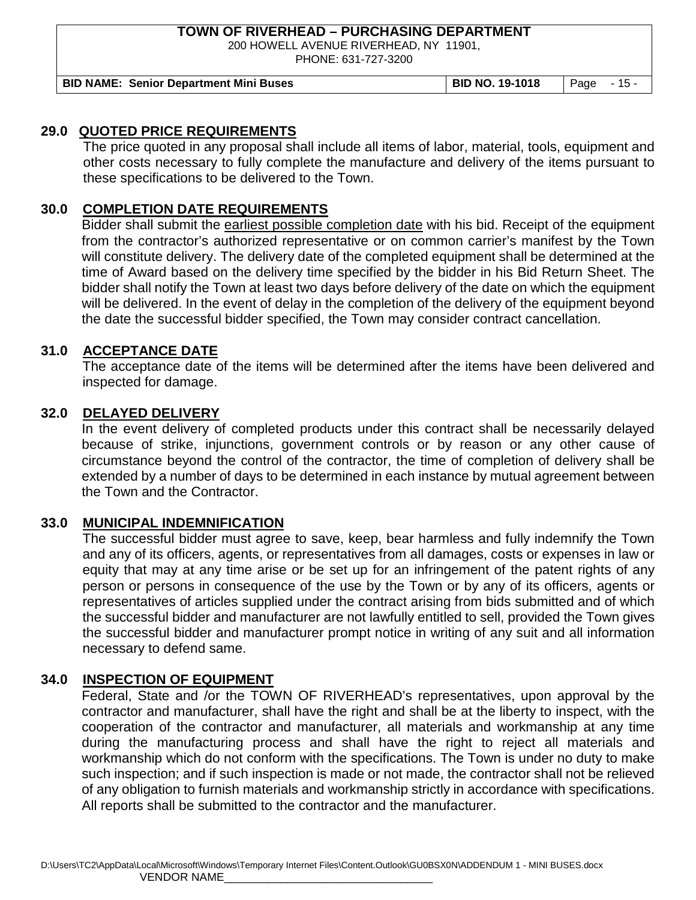## 29.0 QUOTED PRICE REQUIREMENTS

The price quoted in any proposal shall include all items of labor, material, tools, equipment and other costs necessary to fully complete the manufacture and delivery of the items pursuant to these specifications to be delivered to the Town.

## 30.0 COMPLETION DATE REQUIREMENTS

Bidder shall submit the earliest possible completion date with his bid. Receipt of the equipment from the contractor's authorized representative or on common carrier's manifest by the Town will constitute delivery. The delivery date of the completed equipment shall be determined at the time of Award based on the delivery time specified by the bidder in his Bid Return Sheet. The bidder shall notify the Town at least two days before delivery of the date on which the equipment will be delivered. In the event of delay in the completion of the delivery of the equipment beyond the date the successful bidder specified, the Town may consider contract cancellation.

## 31.0 ACCEPTANCE DATE

The acceptance date of the items will be determined after the items have been delivered and inspected for damage.

## 32.0 DELAYED DELIVERY

In the event delivery of completed products under this contract shall be necessarily delayed because of strike, injunctions, government controls or by reason or any other cause of circumstance beyond the control of the contractor, the time of completion of delivery shall be extended by a number of days to be determined in each instance by mutual agreement between the Town and the Contractor.

## 33.0 MUNICIPAL INDEMNIFICATION

The successful bidder must agree to save, keep, bear harmless and fully indemnify the Town and any of its officers, agents, or representatives from all damages, costs or expenses in law or equity that may at any time arise or be set up for an infringement of the patent rights of any person or persons in consequence of the use by the Town or by any of its officers, agents or representatives of articles supplied under the contract arising from bids submitted and of which the successful bidder and manufacturer are not lawfully entitled to sell, provided the Town gives the successful bidder and manufacturer prompt notice in writing of any suit and all information necessary to defend same.

## 34.0 INSPECTION OF EQUIPMENT

Federal, State and /or the TOWN OF RIVERHEAD's representatives, upon approval by the contractor and manufacturer, shall have the right and shall be at the liberty to inspect, with the cooperation of the contractor and manufacturer, all materials and workmanship at any time during the manufacturing process and shall have the right to reject all materials and workmanship which do not conform with the specifications. The Town is under no duty to make such inspection; and if such inspection is made or not made, the contractor shall not be relieved of any obligation to furnish materials and workmanship strictly in accordance with specifications. All reports shall be submitted to the contractor and the manufacturer.

VENDOR NAME_______________________________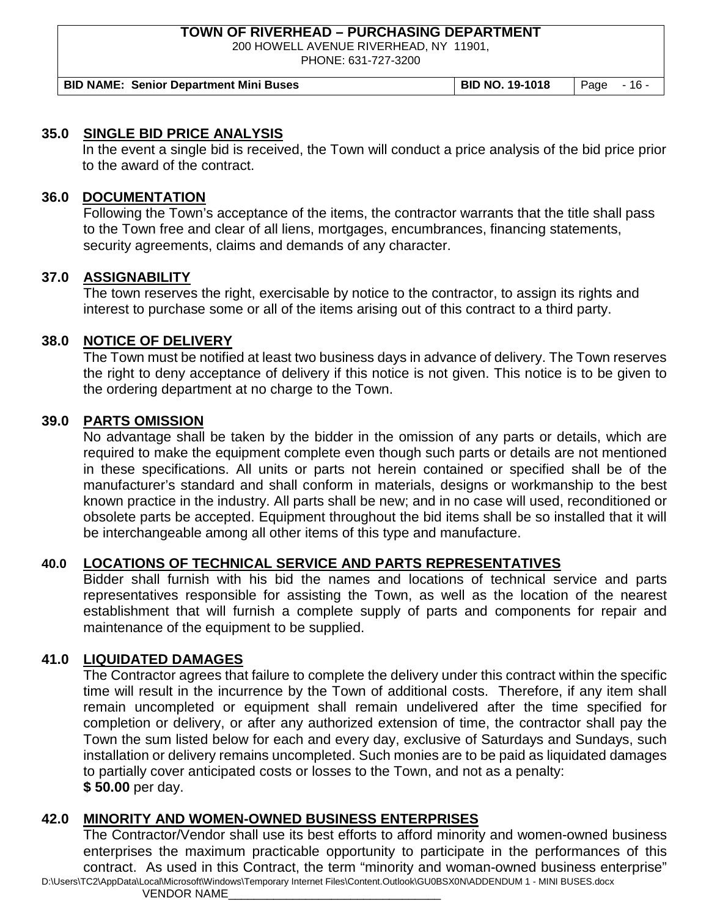## 35.0 SINGLE BID PRICE ANALYSIS

In the event a single bid is received, the Town will conduct a price analysis of the bid price prior to the award of the contract.

## 36.0 DOCUMENTATION

Following the Town's acceptance of the items, the contractor warrants that the title shall pass to the Town free and clear of all liens, mortgages, encumbrances, financing statements, security agreements, claims and demands of any character.

## 37.0 ASSIGNABILITY

The town reserves the right, exercisable by notice to the contractor, to assign its rights and interest to purchase some or all of the items arising out of this contract to a third party.

## 38.0 NOTICE OF DELIVERY

The Town must be notified at least two business days in advance of delivery. The Town reserves the right to deny acceptance of delivery if this notice is not given. This notice is to be given to the ordering department at no charge to the Town.

## 39.0 PARTS OMISSION

No advantage shall be taken by the bidder in the omission of any parts or details, which are required to make the equipment complete even though such parts or details are not mentioned in these specifications. All units or parts not herein contained or specified shall be of the manufacturer's standard and shall conform in materials, designs or workmanship to the best known practice in the industry. All parts shall be new; and in no case will used, reconditioned or obsolete parts be accepted. Equipment throughout the bid items shall be so installed that it will be interchangeable among all other items of this type and manufacture.

## 40.0 LOCATIONS OF TECHNICAL SERVICE AND PARTS REPRESENTATIVES

Bidder shall furnish with his bid the names and locations of technical service and parts representatives responsible for assisting the Town, as well as the location of the nearest establishment that will furnish a complete supply of parts and components for repair and maintenance of the equipment to be supplied.

## 41.0 LIQUIDATED DAMAGES

The Contractor agrees that failure to complete the delivery under this contract within the specific time will result in the incurrence by the Town of additional costs. Therefore, if any item shall remain uncompleted or equipment shall remain undelivered after the time specified for completion or delivery, or after any authorized extension of time, the contractor shall pay the Town the sum listed below for each and every day, exclusive of Saturdays and Sundays, such installation or delivery remains uncompleted. Such monies are to be paid as liquidated damages to partially cover anticipated costs or losses to the Town, and not as a penalty:
**$ 50.00** per day.

## 42.0 MINORITY AND WOMEN-OWNED BUSINESS ENTERPRISES

The Contractor/Vendor shall use its best efforts to afford minority and women-owned business enterprises the maximum practicable opportunity to participate in the performances of this contract. As used in this Contract, the term "minority and woman-owned business enterprise"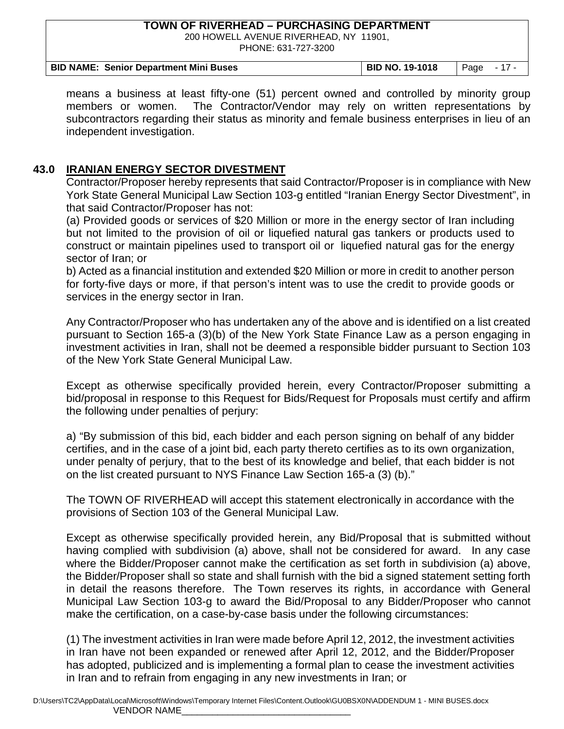means a business at least fifty-one (51) percent owned and controlled by minority group members or women. The Contractor/Vendor may rely on written representations by subcontractors regarding their status as minority and female business enterprises in lieu of an independent investigation.

## 43.0 IRANIAN ENERGY SECTOR DIVESTMENT

Contractor/Proposer hereby represents that said Contractor/Proposer is in compliance with New York State General Municipal Law Section 103-g entitled "Iranian Energy Sector Divestment", in that said Contractor/Proposer has not:

(a) Provided goods or services of $20 Million or more in the energy sector of Iran including but not limited to the provision of oil or liquefied natural gas tankers or products used to construct or maintain pipelines used to transport oil or liquefied natural gas for the energy sector of Iran; or

b) Acted as a financial institution and extended $20 Million or more in credit to another person for forty-five days or more, if that person's intent was to use the credit to provide goods or services in the energy sector in Iran.

Any Contractor/Proposer who has undertaken any of the above and is identified on a list created pursuant to Section 165-a (3)(b) of the New York State Finance Law as a person engaging in investment activities in Iran, shall not be deemed a responsible bidder pursuant to Section 103 of the New York State General Municipal Law.

Except as otherwise specifically provided herein, every Contractor/Proposer submitting a bid/proposal in response to this Request for Bids/Request for Proposals must certify and affirm the following under penalties of perjury:

a) "By submission of this bid, each bidder and each person signing on behalf of any bidder certifies, and in the case of a joint bid, each party thereto certifies as to its own organization, under penalty of perjury, that to the best of its knowledge and belief, that each bidder is not on the list created pursuant to NYS Finance Law Section 165-a (3) (b)."

The TOWN OF RIVERHEAD will accept this statement electronically in accordance with the provisions of Section 103 of the General Municipal Law.

Except as otherwise specifically provided herein, any Bid/Proposal that is submitted without having complied with subdivision (a) above, shall not be considered for award. In any case where the Bidder/Proposer cannot make the certification as set forth in subdivision (a) above, the Bidder/Proposer shall so state and shall furnish with the bid a signed statement setting forth in detail the reasons therefore. The Town reserves its rights, in accordance with General Municipal Law Section 103-g to award the Bid/Proposal to any Bidder/Proposer who cannot make the certification, on a case-by-case basis under the following circumstances:

(1) The investment activities in Iran were made before April 12, 2012, the investment activities in Iran have not been expanded or renewed after April 12, 2012, and the Bidder/Proposer has adopted, publicized and is implementing a formal plan to cease the investment activities in Iran and to refrain from engaging in any new investments in Iran; or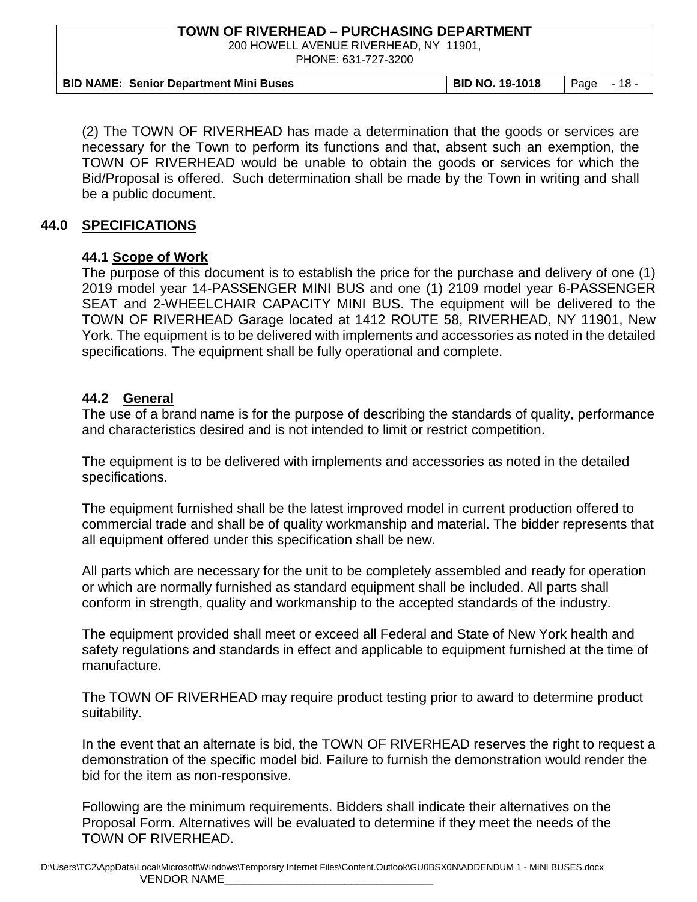(2) The TOWN OF RIVERHEAD has made a determination that the goods or services are necessary for the Town to perform its functions and that, absent such an exemption, the TOWN OF RIVERHEAD would be unable to obtain the goods or services for which the Bid/Proposal is offered. Such determination shall be made by the Town in writing and shall be a public document.

## 44.0 SPECIFICATIONS

### 44.1 Scope of Work

The purpose of this document is to establish the price for the purchase and delivery of one (1) 2019 model year 14-PASSENGER MINI BUS and one (1) 2109 model year 6-PASSENGER SEAT and 2-WHEELCHAIR CAPACITY MINI BUS. The equipment will be delivered to the TOWN OF RIVERHEAD Garage located at 1412 ROUTE 58, RIVERHEAD, NY 11901, New York. The equipment is to be delivered with implements and accessories as noted in the detailed specifications. The equipment shall be fully operational and complete.

### 44.2 General

The use of a brand name is for the purpose of describing the standards of quality, performance and characteristics desired and is not intended to limit or restrict competition.

The equipment is to be delivered with implements and accessories as noted in the detailed specifications.

The equipment furnished shall be the latest improved model in current production offered to commercial trade and shall be of quality workmanship and material. The bidder represents that all equipment offered under this specification shall be new.

All parts which are necessary for the unit to be completely assembled and ready for operation or which are normally furnished as standard equipment shall be included. All parts shall conform in strength, quality and workmanship to the accepted standards of the industry.

The equipment provided shall meet or exceed all Federal and State of New York health and safety regulations and standards in effect and applicable to equipment furnished at the time of manufacture.

The TOWN OF RIVERHEAD may require product testing prior to award to determine product suitability.

In the event that an alternate is bid, the TOWN OF RIVERHEAD reserves the right to request a demonstration of the specific model bid. Failure to furnish the demonstration would render the bid for the item as non-responsive.

Following are the minimum requirements. Bidders shall indicate their alternatives on the Proposal Form. Alternatives will be evaluated to determine if they meet the needs of the TOWN OF RIVERHEAD.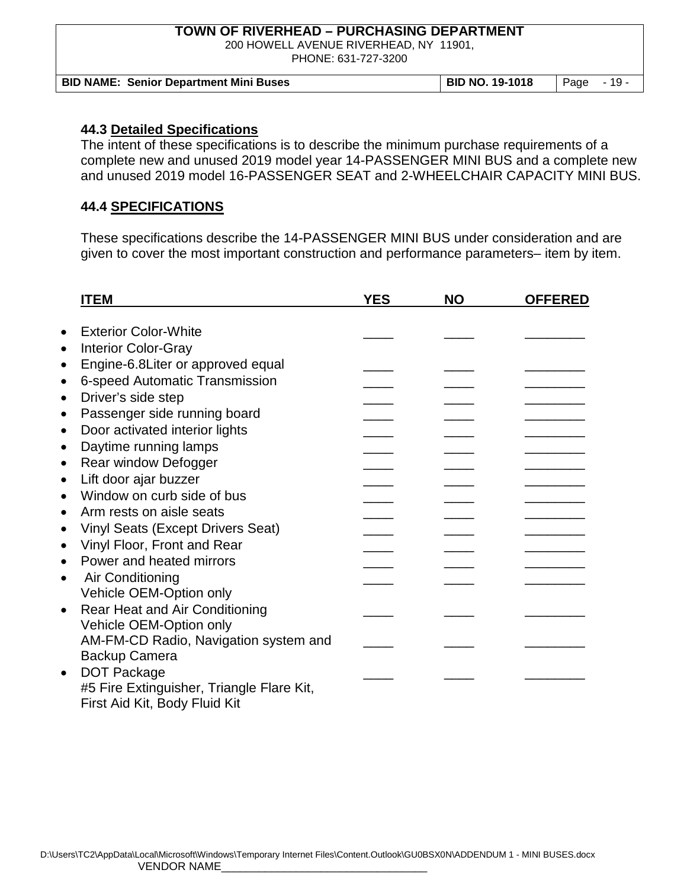### 44.3 Detailed Specifications

The intent of these specifications is to describe the minimum purchase requirements of a complete new and unused 2019 model year 14-PASSENGER MINI BUS and a complete new and unused 2019 model 16-PASSENGER SEAT and 2-WHEELCHAIR CAPACITY MINI BUS.

### 44.4 SPECIFICATIONS

These specifications describe the 14-PASSENGER MINI BUS under consideration and are given to cover the most important construction and performance parameters– item by item.

| ITEM | YES | NO | OFFERED |
|---|---|---|---|
| • Exterior Color-White | ____ | ____ | ________ |
| • Interior Color-Gray | | | |
| • Engine-6.8Liter or approved equal | ____ | ____ | ________ |
| • 6-speed Automatic Transmission | ____ | ____ | ________ |
| • Driver's side step | ____ | ____ | ________ |
| • Passenger side running board | ____ | ____ | ________ |
| • Door activated interior lights | ____ | ____ | ________ |
| • Daytime running lamps | ____ | ____ | ________ |
| • Rear window Defogger | ____ | ____ | ________ |
| • Lift door ajar buzzer | ____ | ____ | ________ |
| • Window on curb side of bus | ____ | ____ | ________ |
| • Arm rests on aisle seats | ____ | ____ | ________ |
| • Vinyl Seats (Except Drivers Seat) | ____ | ____ | ________ |
| • Vinyl Floor, Front and Rear | ____ | ____ | ________ |
| • Power and heated mirrors | ____ | ____ | ________ |
| • Air Conditioning Vehicle OEM-Option only | ____ | ____ | ________ |
| • Rear Heat and Air Conditioning Vehicle OEM-Option only | ____ | ____ | ________ |
| AM-FM-CD Radio, Navigation system and Backup Camera | ____ | ____ | ________ |
| • DOT Package #5 Fire Extinguisher, Triangle Flare Kit, First Aid Kit, Body Fluid Kit | ____ | ____ | ________ |

VENDOR NAME_________________________________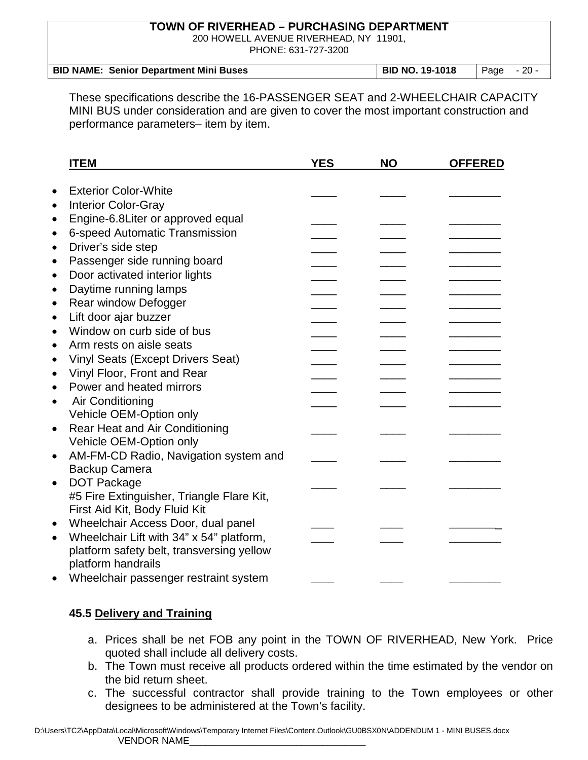These specifications describe the 16-PASSENGER SEAT and 2-WHEELCHAIR CAPACITY MINI BUS under consideration and are given to cover the most important construction and performance parameters– item by item.

| ITEM | YES | NO | OFFERED |
|---|---|---|---|
| • Exterior Color-White | ____ | ____ | ________ |
| • Interior Color-Gray | | | |
| • Engine-6.8Liter or approved equal | ____ | ____ | ________ |
| • 6-speed Automatic Transmission | ____ | ____ | ________ |
| • Driver's side step | ____ | ____ | ________ |
| • Passenger side running board | ____ | ____ | ________ |
| • Door activated interior lights | ____ | ____ | ________ |
| • Daytime running lamps | ____ | ____ | ________ |
| • Rear window Defogger | ____ | ____ | ________ |
| • Lift door ajar buzzer | ____ | ____ | ________ |
| • Window on curb side of bus | ____ | ____ | ________ |
| • Arm rests on aisle seats | ____ | ____ | ________ |
| • Vinyl Seats (Except Drivers Seat) | ____ | ____ | ________ |
| • Vinyl Floor, Front and Rear | ____ | ____ | ________ |
| • Power and heated mirrors | ____ | ____ | ________ |
| • Air Conditioning Vehicle OEM-Option only | ____ | ____ | ________ |
| • Rear Heat and Air Conditioning Vehicle OEM-Option only | ____ | ____ | ________ |
| • AM-FM-CD Radio, Navigation system and Backup Camera | ____ | ____ | ________ |
| • DOT Package #5 Fire Extinguisher, Triangle Flare Kit, First Aid Kit, Body Fluid Kit | ____ | ____ | ________ |
| • Wheelchair Access Door, dual panel | ____ | ____ | ________ |
| • Wheelchair Lift with 34" x 54" platform, platform safety belt, transversing yellow platform handrails | ____ | ____ | ________ |
| • Wheelchair passenger restraint system | ____ | ____ | ________ |

### 45.5 Delivery and Training

a. Prices shall be net FOB any point in the TOWN OF RIVERHEAD, New York. Price quoted shall include all delivery costs.

b. The Town must receive all products ordered within the time estimated by the vendor on the bid return sheet.

c. The successful contractor shall provide training to the Town employees or other designees to be administered at the Town's facility.

VENDOR NAME________________________________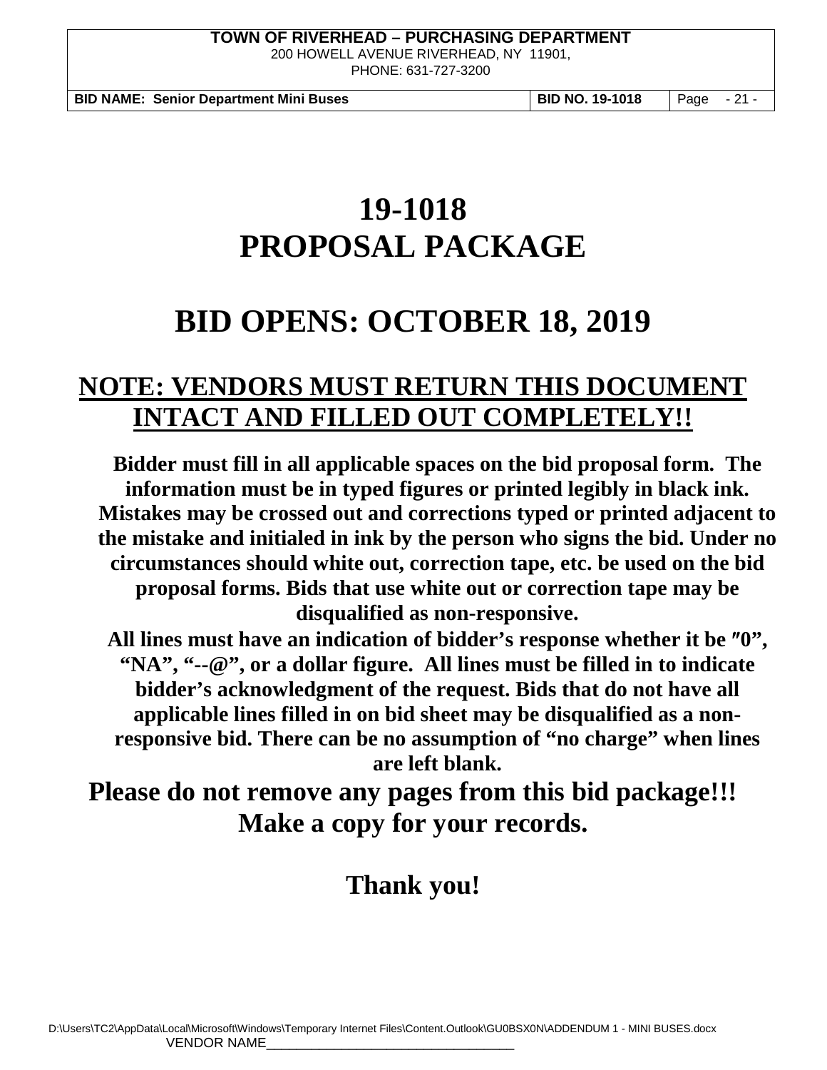# 19-1018
# PROPOSAL PACKAGE

# BID OPENS: OCTOBER 18, 2019

## NOTE: VENDORS MUST RETURN THIS DOCUMENT INTACT AND FILLED OUT COMPLETELY!!

**Bidder must fill in all applicable spaces on the bid proposal form. The information must be in typed figures or printed legibly in black ink. Mistakes may be crossed out and corrections typed or printed adjacent to the mistake and initialed in ink by the person who signs the bid. Under no circumstances should white out, correction tape, etc. be used on the bid proposal forms. Bids that use white out or correction tape may be disqualified as non-responsive.**

**All lines must have an indication of bidder's response whether it be ″0", "NA", "--@", or a dollar figure. All lines must be filled in to indicate bidder's acknowledgment of the request. Bids that do not have all applicable lines filled in on bid sheet may be disqualified as a non-responsive bid. There can be no assumption of "no charge" when lines are left blank.**

**Please do not remove any pages from this bid package!!! Make a copy for your records.**

**Thank you!**

D:\Users\TC2\AppData\Local\Microsoft\Windows\Temporary Internet Files\Content.Outlook\GU0BSX0N\ADDENDUM 1 - MINI BUSES.docx

VENDOR NAME_________________________________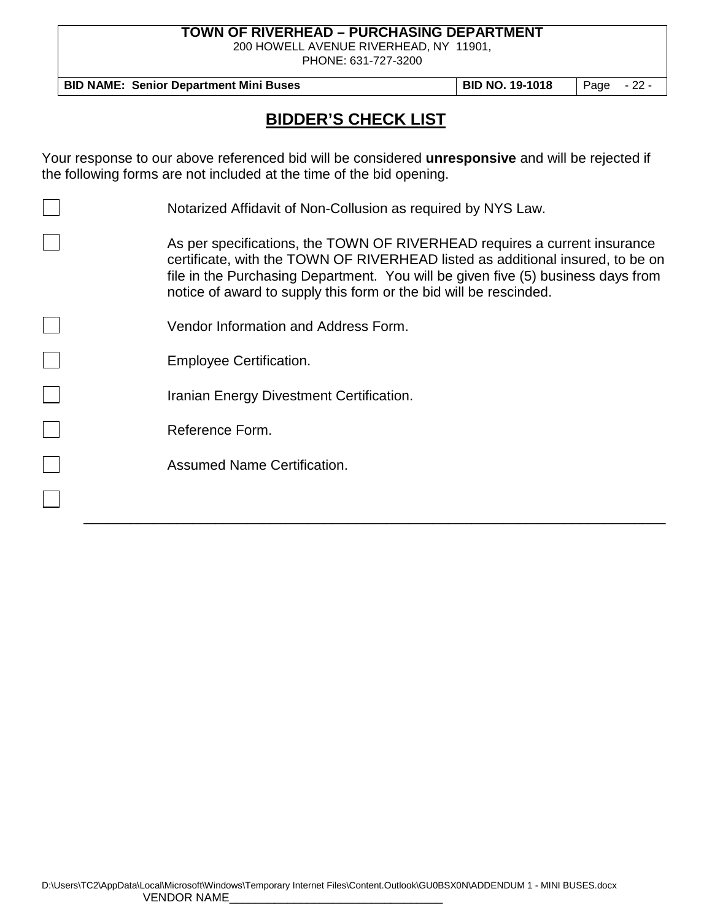## BIDDER'S CHECK LIST

Your response to our above referenced bid will be considered **unresponsive** and will be rejected if the following forms are not included at the time of the bid opening.

- ☐ Notarized Affidavit of Non-Collusion as required by NYS Law.
- ☐ As per specifications, the TOWN OF RIVERHEAD requires a current insurance certificate, with the TOWN OF RIVERHEAD listed as additional insured, to be on file in the Purchasing Department. You will be given five (5) business days from notice of award to supply this form or the bid will be rescinded.
- ☐ Vendor Information and Address Form.
- ☐ Employee Certification.
- ☐ Iranian Energy Divestment Certification.
- ☐ Reference Form.
- ☐ Assumed Name Certification.
- ☐ ____________________________________________________________________________

VENDOR NAME_________________________________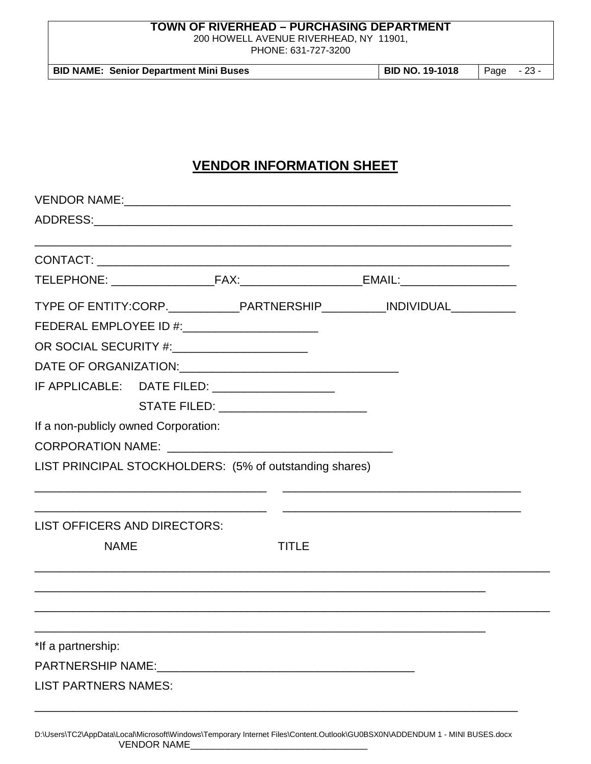# VENDOR INFORMATION SHEET

VENDOR NAME:_____________________________________________________________

ADDRESS:_________________________________________________________________

_________________________________________________________________________

CONTACT: ________________________________________________________________

TELEPHONE: ________________FAX:___________________EMAIL:__________________

TYPE OF ENTITY:CORP.___________PARTNERSHIP__________INDIVIDUAL__________

FEDERAL EMPLOYEE ID #:_____________________

OR SOCIAL SECURITY #:_____________________

DATE OF ORGANIZATION:__________________________________

IF APPLICABLE: DATE FILED: ___________________

STATE FILED: _______________________

If a non-publicly owned Corporation:

CORPORATION NAME: ___________________________________

LIST PRINCIPAL STOCKHOLDERS: (5% of outstanding shares)

___________________________________ ___________________________________

___________________________________ ___________________________________

LIST OFFICERS AND DIRECTORS:

NAME TITLE

_________________________________________________________________________

_______________________________________________________________________

_________________________________________________________________________

_______________________________________________________________________

*If a partnership:

PARTNERSHIP NAME:_______________________________________

LIST PARTNERS NAMES:

_________________________________________________________________________

D:\Users\TC2\AppData\Local\Microsoft\Windows\Temporary Internet Files\Content.Outlook\GU0BSX0N\ADDENDUM 1 - MINI BUSES.docx

VENDOR NAME________________________________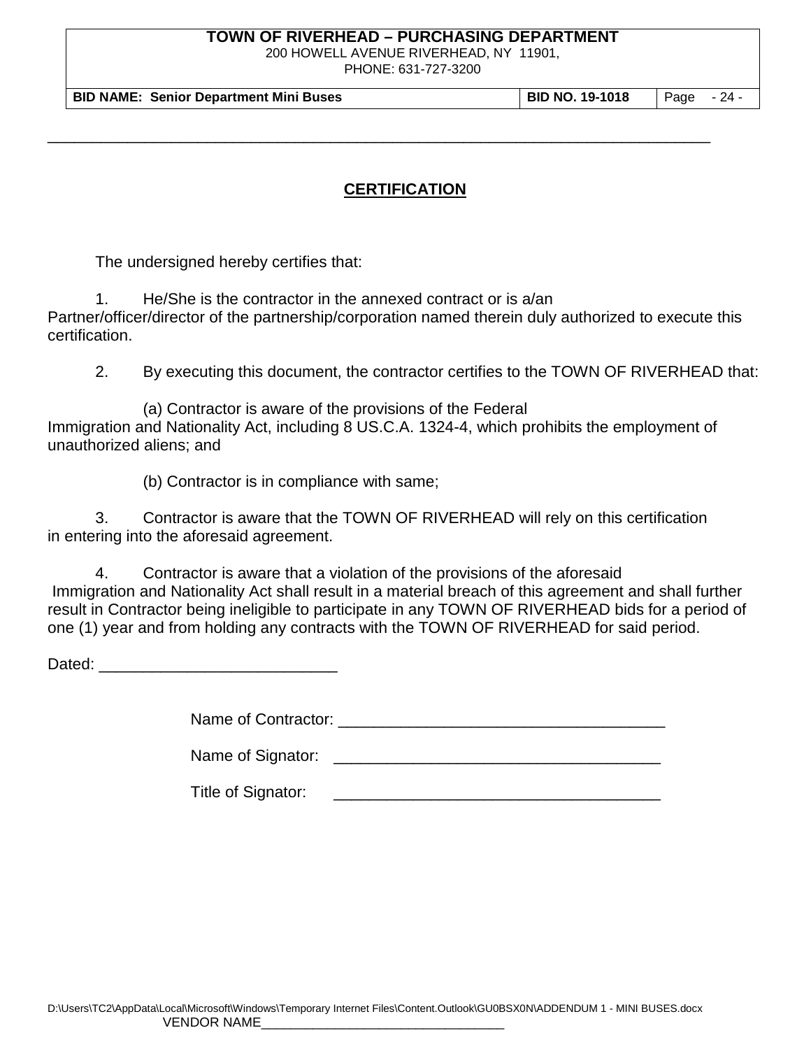## CERTIFICATION

The undersigned hereby certifies that:

1. He/She is the contractor in the annexed contract or is a/an Partner/officer/director of the partnership/corporation named therein duly authorized to execute this certification.

2. By executing this document, the contractor certifies to the TOWN OF RIVERHEAD that:

   (a) Contractor is aware of the provisions of the Federal Immigration and Nationality Act, including 8 US.C.A. 1324-4, which prohibits the employment of unauthorized aliens; and

   (b) Contractor is in compliance with same;

3. Contractor is aware that the TOWN OF RIVERHEAD will rely on this certification in entering into the aforesaid agreement.

4. Contractor is aware that a violation of the provisions of the aforesaid Immigration and Nationality Act shall result in a material breach of this agreement and shall further result in Contractor being ineligible to participate in any TOWN OF RIVERHEAD bids for a period of one (1) year and from holding any contracts with the TOWN OF RIVERHEAD for said period.

Dated: ___________________________

Name of Contractor: _____________________________________

Name of Signator: _____________________________________

Title of Signator: _____________________________________

VENDOR NAME________________________________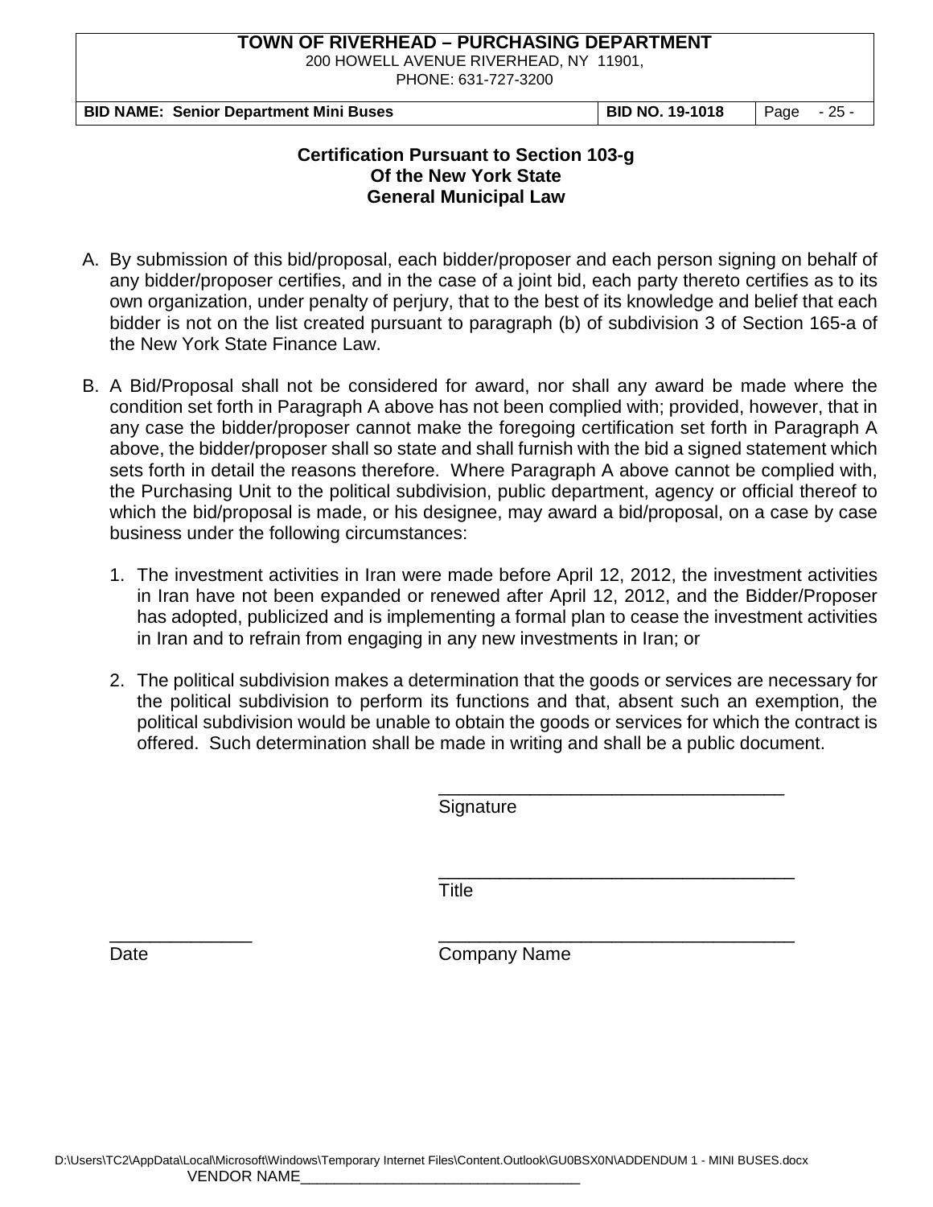## Certification Pursuant to Section 103-g Of the New York State General Municipal Law

A. By submission of this bid/proposal, each bidder/proposer and each person signing on behalf of any bidder/proposer certifies, and in the case of a joint bid, each party thereto certifies as to its own organization, under penalty of perjury, that to the best of its knowledge and belief that each bidder is not on the list created pursuant to paragraph (b) of subdivision 3 of Section 165-a of the New York State Finance Law.

B. A Bid/Proposal shall not be considered for award, nor shall any award be made where the condition set forth in Paragraph A above has not been complied with; provided, however, that in any case the bidder/proposer cannot make the foregoing certification set forth in Paragraph A above, the bidder/proposer shall so state and shall furnish with the bid a signed statement which sets forth in detail the reasons therefore. Where Paragraph A above cannot be complied with, the Purchasing Unit to the political subdivision, public department, agency or official thereof to which the bid/proposal is made, or his designee, may award a bid/proposal, on a case by case business under the following circumstances:

   1. The investment activities in Iran were made before April 12, 2012, the investment activities in Iran have not been expanded or renewed after April 12, 2012, and the Bidder/Proposer has adopted, publicized and is implementing a formal plan to cease the investment activities in Iran and to refrain from engaging in any new investments in Iran; or

   2. The political subdivision makes a determination that the goods or services are necessary for the political subdivision to perform its functions and that, absent such an exemption, the political subdivision would be unable to obtain the goods or services for which the contract is offered. Such determination shall be made in writing and shall be a public document.

__________________________________
Signature

__________________________________
Title

______________ __________________________________
Date Company Name

VENDOR NAME________________________________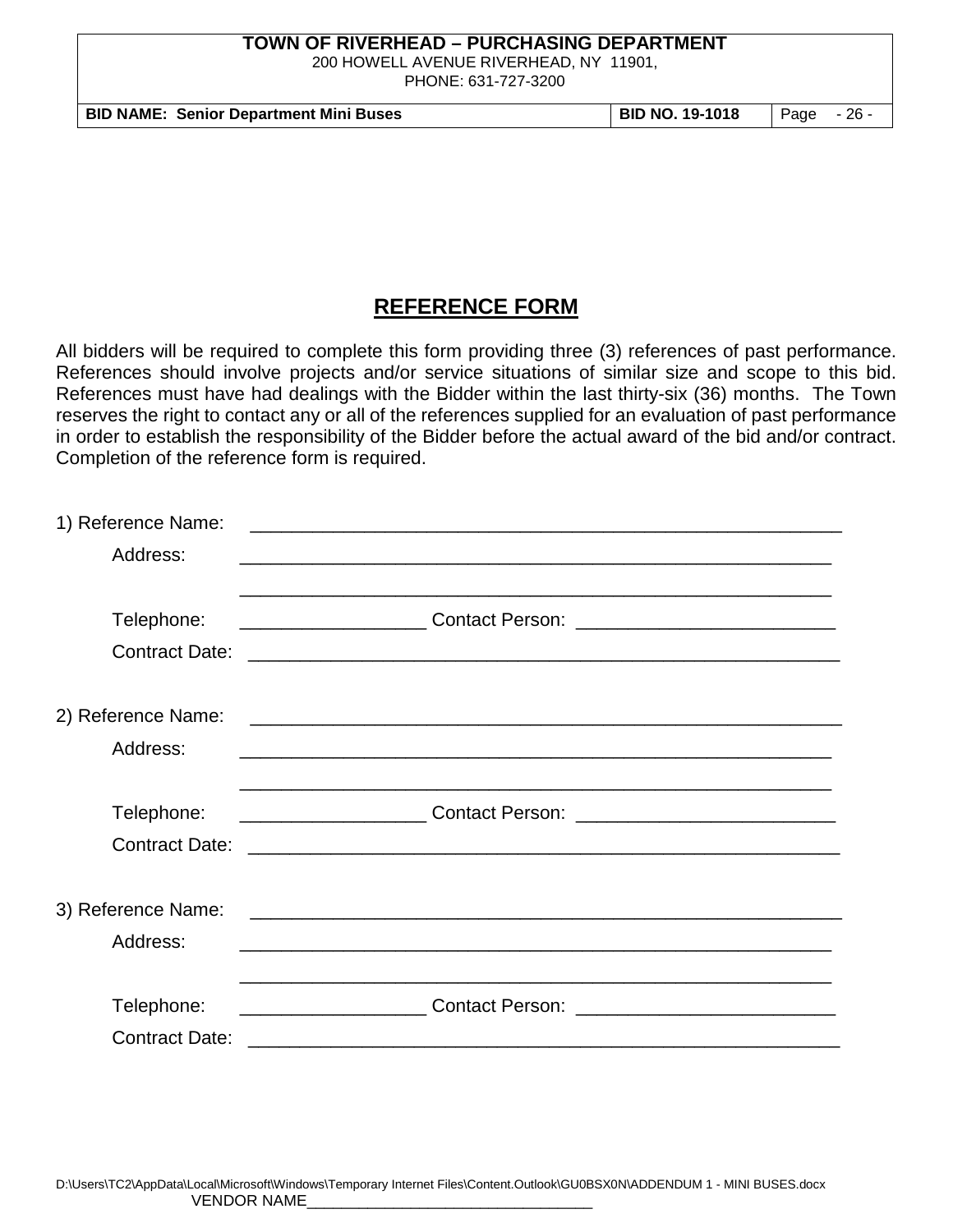## REFERENCE FORM

All bidders will be required to complete this form providing three (3) references of past performance. References should involve projects and/or service situations of similar size and scope to this bid. References must have had dealings with the Bidder within the last thirty-six (36) months. The Town reserves the right to contact any or all of the references supplied for an evaluation of past performance in order to establish the responsibility of the Bidder before the actual award of the bid and/or contract. Completion of the reference form is required.

1) Reference Name: ____________________________________________________________

Address: ____________________________________________________________

____________________________________________________________

Telephone: __________________ Contact Person: _________________________

Contract Date: ____________________________________________________________

2) Reference Name: ____________________________________________________________

Address: ____________________________________________________________

____________________________________________________________

Telephone: __________________ Contact Person: _________________________

Contract Date: ____________________________________________________________

3) Reference Name: ____________________________________________________________

Address: ____________________________________________________________

____________________________________________________________

Telephone: __________________ Contact Person: _________________________

Contract Date: ____________________________________________________________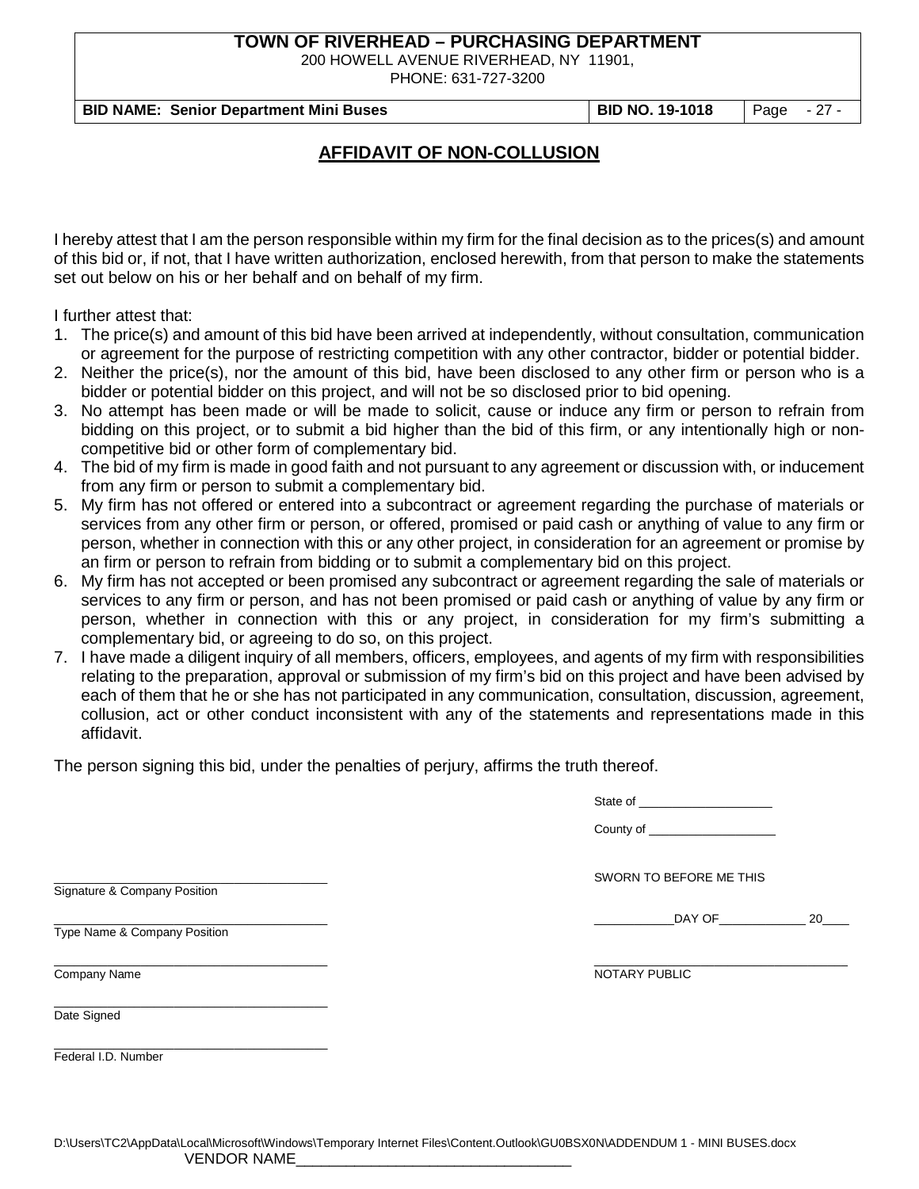## AFFIDAVIT OF NON-COLLUSION

I hereby attest that I am the person responsible within my firm for the final decision as to the prices(s) and amount of this bid or, if not, that I have written authorization, enclosed herewith, from that person to make the statements set out below on his or her behalf and on behalf of my firm.

I further attest that:

1. The price(s) and amount of this bid have been arrived at independently, without consultation, communication or agreement for the purpose of restricting competition with any other contractor, bidder or potential bidder.
2. Neither the price(s), nor the amount of this bid, have been disclosed to any other firm or person who is a bidder or potential bidder on this project, and will not be so disclosed prior to bid opening.
3. No attempt has been made or will be made to solicit, cause or induce any firm or person to refrain from bidding on this project, or to submit a bid higher than the bid of this firm, or any intentionally high or non-competitive bid or other form of complementary bid.
4. The bid of my firm is made in good faith and not pursuant to any agreement or discussion with, or inducement from any firm or person to submit a complementary bid.
5. My firm has not offered or entered into a subcontract or agreement regarding the purchase of materials or services from any other firm or person, or offered, promised or paid cash or anything of value to any firm or person, whether in connection with this or any other project, in consideration for an agreement or promise by an firm or person to refrain from bidding or to submit a complementary bid on this project.
6. My firm has not accepted or been promised any subcontract or agreement regarding the sale of materials or services to any firm or person, and has not been promised or paid cash or anything of value by any firm or person, whether in connection with this or any project, in consideration for my firm's submitting a complementary bid, or agreeing to do so, on this project.
7. I have made a diligent inquiry of all members, officers, employees, and agents of my firm with responsibilities relating to the preparation, approval or submission of my firm's bid on this project and have been advised by each of them that he or she has not participated in any communication, consultation, discussion, agreement, collusion, act or other conduct inconsistent with any of the statements and representations made in this affidavit.

The person signing this bid, under the penalties of perjury, affirms the truth thereof.

State of ____________________

County of ___________________

SWORN TO BEFORE ME THIS

____________DAY OF_____________ 20____

_____________________________________
NOTARY PUBLIC

_____________________________________
Signature & Company Position

_____________________________________
Type Name & Company Position

_____________________________________
Company Name

_____________________________________
Date Signed

_____________________________________
Federal I.D. Number

D:\Users\TC2\AppData\Local\Microsoft\Windows\Temporary Internet Files\Content.Outlook\GU0BSX0N\ADDENDUM 1 - MINI BUSES.docx

VENDOR NAME__________________________________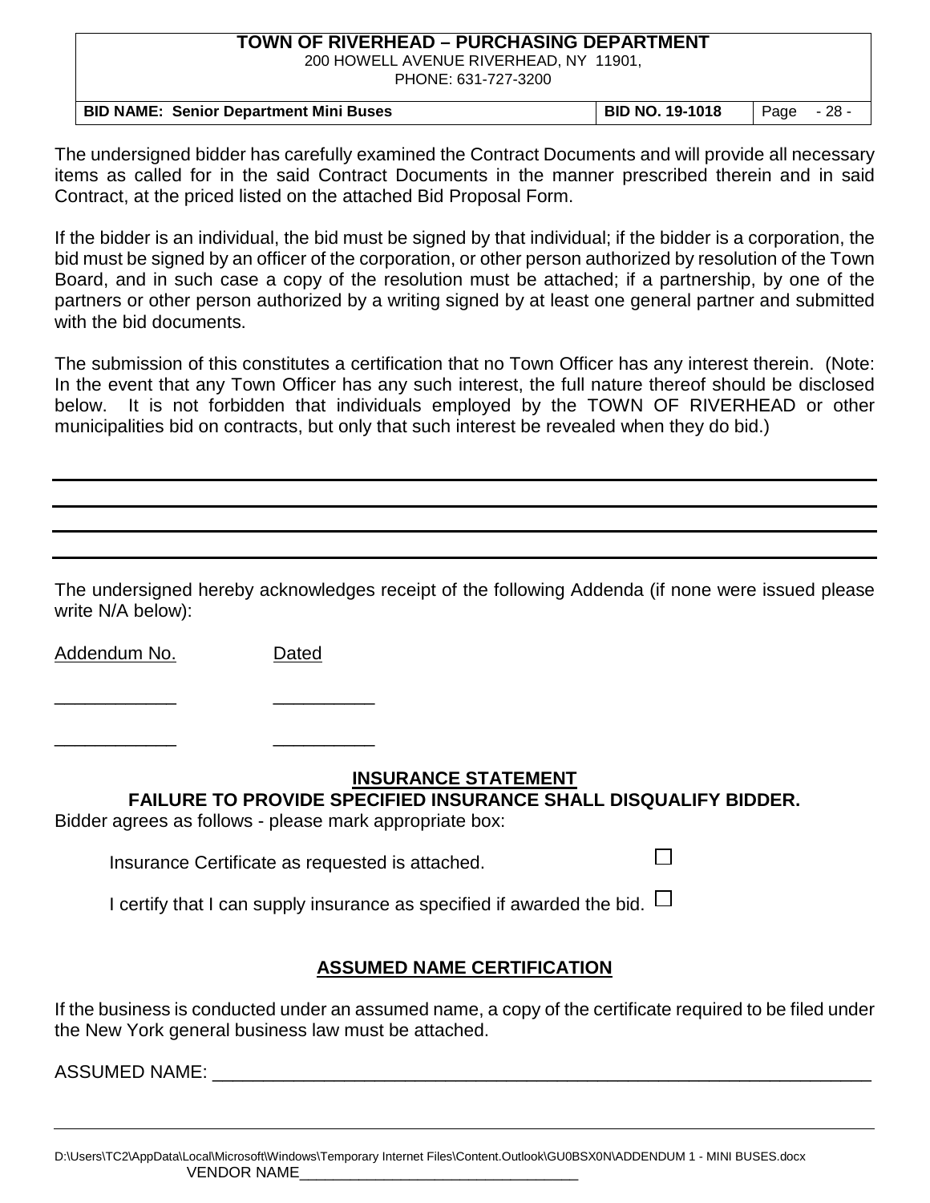The undersigned bidder has carefully examined the Contract Documents and will provide all necessary items as called for in the said Contract Documents in the manner prescribed therein and in said Contract, at the priced listed on the attached Bid Proposal Form.

If the bidder is an individual, the bid must be signed by that individual; if the bidder is a corporation, the bid must be signed by an officer of the corporation, or other person authorized by resolution of the Town Board, and in such case a copy of the resolution must be attached; if a partnership, by one of the partners or other person authorized by a writing signed by at least one general partner and submitted with the bid documents.

The submission of this constitutes a certification that no Town Officer has any interest therein. (Note: In the event that any Town Officer has any such interest, the full nature thereof should be disclosed below. It is not forbidden that individuals employed by the TOWN OF RIVERHEAD or other municipalities bid on contracts, but only that such interest be revealed when they do bid.)

\_\_\_\_\_\_\_\_\_\_\_\_\_\_\_\_\_\_\_\_\_\_\_\_\_\_\_\_\_\_\_\_\_\_\_\_\_\_\_\_\_\_\_\_\_\_\_\_\_\_\_\_\_\_\_\_\_\_\_\_\_\_\_\_\_\_\_\_\_\_

\_\_\_\_\_\_\_\_\_\_\_\_\_\_\_\_\_\_\_\_\_\_\_\_\_\_\_\_\_\_\_\_\_\_\_\_\_\_\_\_\_\_\_\_\_\_\_\_\_\_\_\_\_\_\_\_\_\_\_\_\_\_\_\_\_\_\_\_\_\_

\_\_\_\_\_\_\_\_\_\_\_\_\_\_\_\_\_\_\_\_\_\_\_\_\_\_\_\_\_\_\_\_\_\_\_\_\_\_\_\_\_\_\_\_\_\_\_\_\_\_\_\_\_\_\_\_\_\_\_\_\_\_\_\_\_\_\_\_\_\_

\_\_\_\_\_\_\_\_\_\_\_\_\_\_\_\_\_\_\_\_\_\_\_\_\_\_\_\_\_\_\_\_\_\_\_\_\_\_\_\_\_\_\_\_\_\_\_\_\_\_\_\_\_\_\_\_\_\_\_\_\_\_\_\_\_\_\_\_\_\_

The undersigned hereby acknowledges receipt of the following Addenda (if none were issued please write N/A below):

| Addendum No. | Dated |
|---|---|
| \_\_\_\_\_\_\_\_\_\_\_\_ | \_\_\_\_\_\_\_\_\_\_ |
| \_\_\_\_\_\_\_\_\_\_\_\_ | \_\_\_\_\_\_\_\_\_\_ |

## INSURANCE STATEMENT

**FAILURE TO PROVIDE SPECIFIED INSURANCE SHALL DISQUALIFY BIDDER.**

Bidder agrees as follows - please mark appropriate box:

- Insurance Certificate as requested is attached. ☐
- I certify that I can supply insurance as specified if awarded the bid. ☐

## ASSUMED NAME CERTIFICATION

If the business is conducted under an assumed name, a copy of the certificate required to be filed under the New York general business law must be attached.

ASSUMED NAME: \_\_\_\_\_\_\_\_\_\_\_\_\_\_\_\_\_\_\_\_\_\_\_\_\_\_\_\_\_\_\_\_\_\_\_\_\_\_\_\_\_\_\_\_\_\_\_\_\_\_\_\_\_\_\_\_\_\_\_\_\_\_

VENDOR NAME\_\_\_\_\_\_\_\_\_\_\_\_\_\_\_\_\_\_\_\_\_\_\_\_\_\_\_\_\_\_\_\_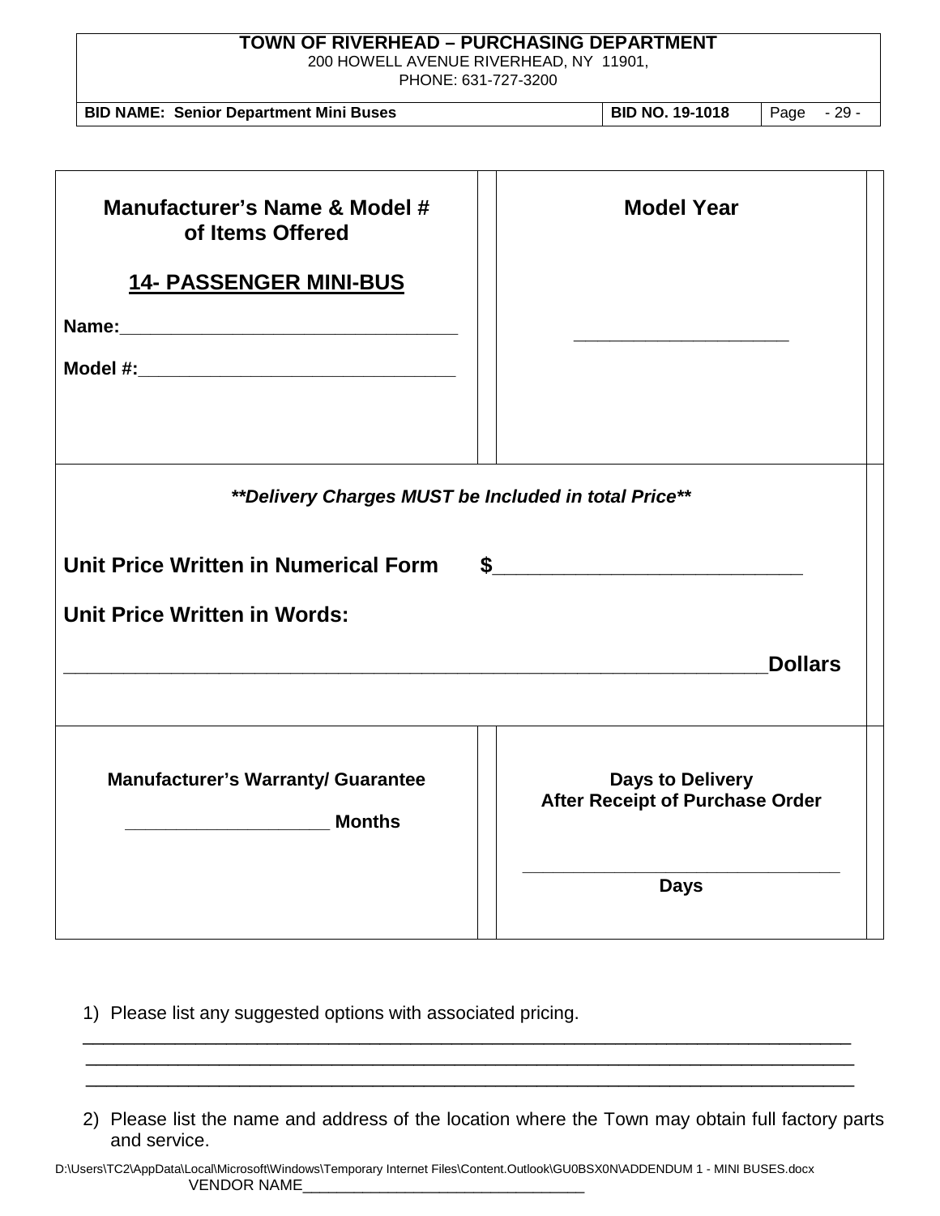| Manufacturer's Name & Model # of Items Offered | Model Year |
|---|---|
| **14- PASSENGER MINI-BUS**<br><br>**Name:**________________________________<br><br>**Model #:**______________________________ | ______________________ |

***Delivery Charges MUST be Included in total Price***

**Unit Price Written in Numerical Form** **$**___________________________

**Unit Price Written in Words:**

_______________________________________________________________**Dollars**

| Manufacturer's Warranty/ Guarantee | Days to Delivery After Receipt of Purchase Order |
|---|---|
| ___________________ **Months** | ________________________________<br>**Days** |

1) Please list any suggested options with associated pricing.

_____________________________________________________________________________
_____________________________________________________________________________
_____________________________________________________________________________

2) Please list the name and address of the location where the Town may obtain full factory parts and service.

VENDOR NAME________________________________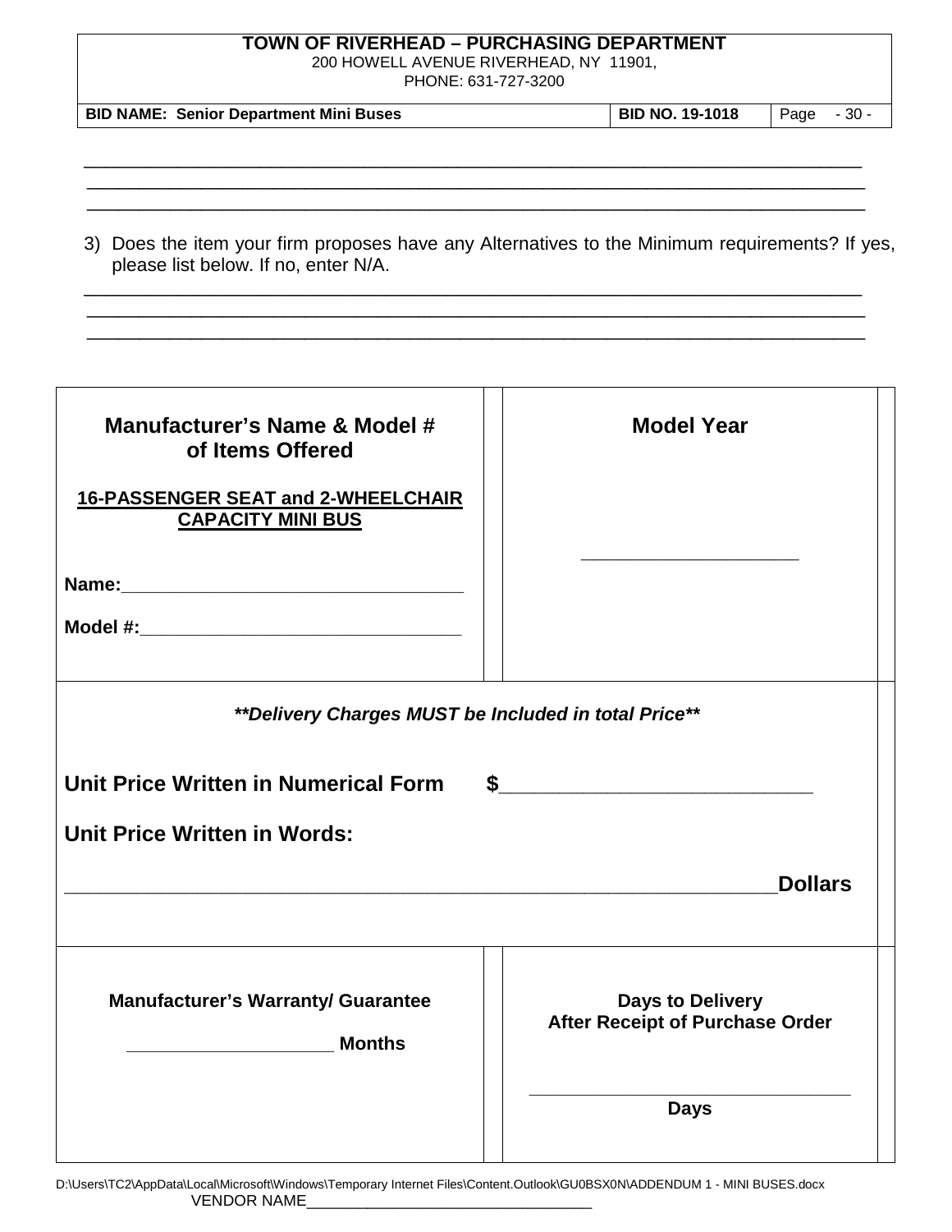_______________________________________________________________________________

_______________________________________________________________________________

_______________________________________________________________________________

3) Does the item your firm proposes have any Alternatives to the Minimum requirements? If yes, please list below. If no, enter N/A.

_______________________________________________________________________________

_______________________________________________________________________________

_______________________________________________________________________________

| **Manufacturer's Name & Model # of Items Offered**<br><br>**16-PASSENGER SEAT and 2-WHEELCHAIR CAPACITY MINI BUS**<br><br>**Name:**________________________________<br><br>**Model #:**______________________________ | **Model Year**<br><br>____________________ |
|---|---|
| ***\*\*Delivery Charges MUST be Included in total Price\*\****<br><br>**Unit Price Written in Numerical Form $**_________________________<br><br>**Unit Price Written in Words:**<br><br>______________________________________________________________**Dollars** | |
| **Manufacturer's Warranty/ Guarantee**<br><br>___________________ **Months** | **Days to Delivery After Receipt of Purchase Order**<br><br>______________________________<br>**Days** |

D:\Users\TC2\AppData\Local\Microsoft\Windows\Temporary Internet Files\Content.Outlook\GU0BSX0N\ADDENDUM 1 - MINI BUSES.docx

VENDOR NAME________________________________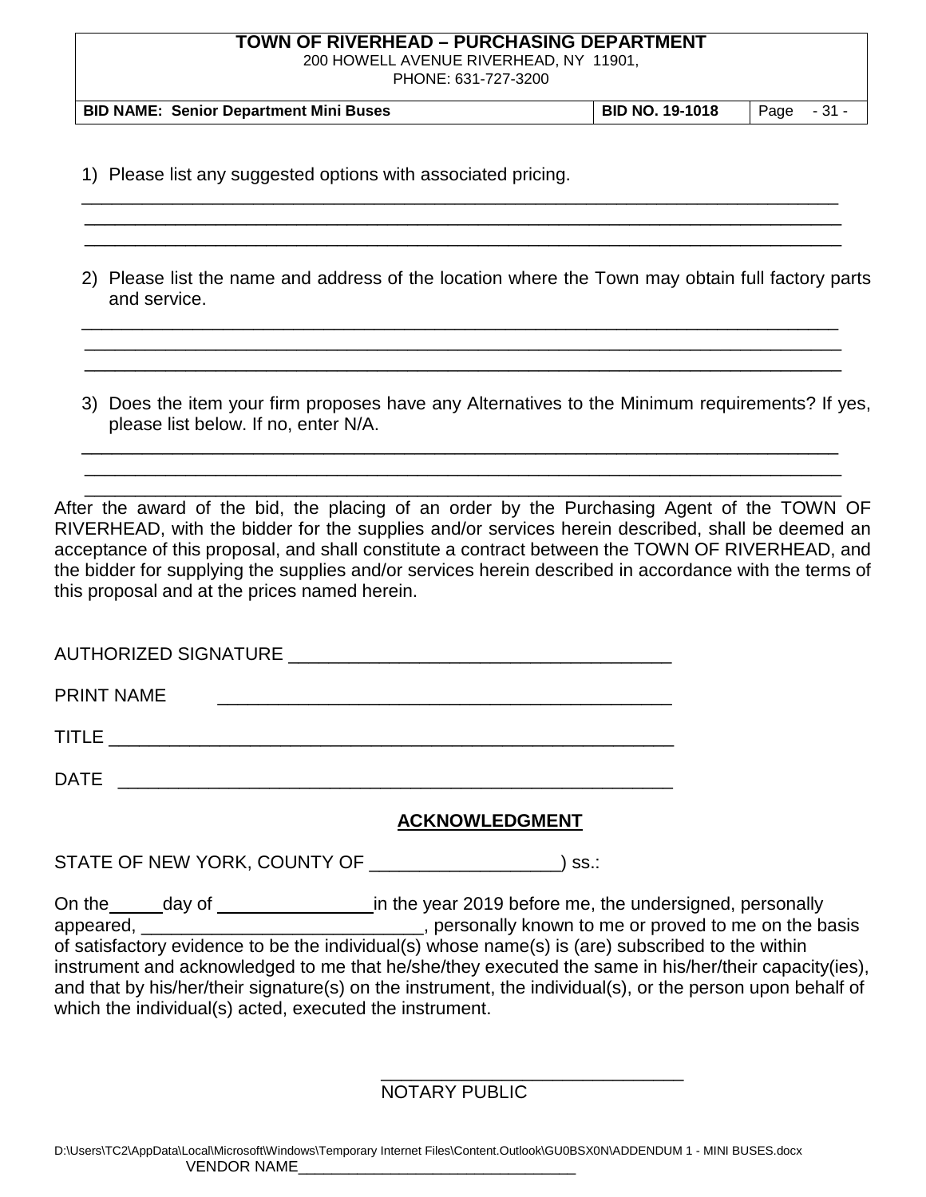1) Please list any suggested options with associated pricing.

\_\_\_\_\_\_\_\_\_\_\_\_\_\_\_\_\_\_\_\_\_\_\_\_\_\_\_\_\_\_\_\_\_\_\_\_\_\_\_\_\_\_\_\_\_\_\_\_\_\_\_\_\_\_\_\_\_\_\_\_\_\_\_\_\_\_\_\_\_\_\_\_\_\_\_\_
\_\_\_\_\_\_\_\_\_\_\_\_\_\_\_\_\_\_\_\_\_\_\_\_\_\_\_\_\_\_\_\_\_\_\_\_\_\_\_\_\_\_\_\_\_\_\_\_\_\_\_\_\_\_\_\_\_\_\_\_\_\_\_\_\_\_\_\_\_\_\_\_\_\_\_\_
\_\_\_\_\_\_\_\_\_\_\_\_\_\_\_\_\_\_\_\_\_\_\_\_\_\_\_\_\_\_\_\_\_\_\_\_\_\_\_\_\_\_\_\_\_\_\_\_\_\_\_\_\_\_\_\_\_\_\_\_\_\_\_\_\_\_\_\_\_\_\_\_\_\_\_\_

2) Please list the name and address of the location where the Town may obtain full factory parts and service.

\_\_\_\_\_\_\_\_\_\_\_\_\_\_\_\_\_\_\_\_\_\_\_\_\_\_\_\_\_\_\_\_\_\_\_\_\_\_\_\_\_\_\_\_\_\_\_\_\_\_\_\_\_\_\_\_\_\_\_\_\_\_\_\_\_\_\_\_\_\_\_\_\_\_\_\_
\_\_\_\_\_\_\_\_\_\_\_\_\_\_\_\_\_\_\_\_\_\_\_\_\_\_\_\_\_\_\_\_\_\_\_\_\_\_\_\_\_\_\_\_\_\_\_\_\_\_\_\_\_\_\_\_\_\_\_\_\_\_\_\_\_\_\_\_\_\_\_\_\_\_\_\_
\_\_\_\_\_\_\_\_\_\_\_\_\_\_\_\_\_\_\_\_\_\_\_\_\_\_\_\_\_\_\_\_\_\_\_\_\_\_\_\_\_\_\_\_\_\_\_\_\_\_\_\_\_\_\_\_\_\_\_\_\_\_\_\_\_\_\_\_\_\_\_\_\_\_\_\_

3) Does the item your firm proposes have any Alternatives to the Minimum requirements? If yes, please list below. If no, enter N/A.

\_\_\_\_\_\_\_\_\_\_\_\_\_\_\_\_\_\_\_\_\_\_\_\_\_\_\_\_\_\_\_\_\_\_\_\_\_\_\_\_\_\_\_\_\_\_\_\_\_\_\_\_\_\_\_\_\_\_\_\_\_\_\_\_\_\_\_\_\_\_\_\_\_\_\_\_
\_\_\_\_\_\_\_\_\_\_\_\_\_\_\_\_\_\_\_\_\_\_\_\_\_\_\_\_\_\_\_\_\_\_\_\_\_\_\_\_\_\_\_\_\_\_\_\_\_\_\_\_\_\_\_\_\_\_\_\_\_\_\_\_\_\_\_\_\_\_\_\_\_\_\_\_
\_\_\_\_\_\_\_\_\_\_\_\_\_\_\_\_\_\_\_\_\_\_\_\_\_\_\_\_\_\_\_\_\_\_\_\_\_\_\_\_\_\_\_\_\_\_\_\_\_\_\_\_\_\_\_\_\_\_\_\_\_\_\_\_\_\_\_\_\_\_\_\_\_\_\_\_

After the award of the bid, the placing of an order by the Purchasing Agent of the TOWN OF RIVERHEAD, with the bidder for the supplies and/or services herein described, shall be deemed an acceptance of this proposal, and shall constitute a contract between the TOWN OF RIVERHEAD, and the bidder for supplying the supplies and/or services herein described in accordance with the terms of this proposal and at the prices named herein.

AUTHORIZED SIGNATURE \_\_\_\_\_\_\_\_\_\_\_\_\_\_\_\_\_\_\_\_\_\_\_\_\_\_\_\_\_\_\_\_\_\_\_\_\_\_\_

PRINT NAME \_\_\_\_\_\_\_\_\_\_\_\_\_\_\_\_\_\_\_\_\_\_\_\_\_\_\_\_\_\_\_\_\_\_\_\_\_\_\_\_\_\_\_\_\_

TITLE \_\_\_\_\_\_\_\_\_\_\_\_\_\_\_\_\_\_\_\_\_\_\_\_\_\_\_\_\_\_\_\_\_\_\_\_\_\_\_\_\_\_\_\_\_\_\_\_\_\_\_\_\_\_\_\_

DATE \_\_\_\_\_\_\_\_\_\_\_\_\_\_\_\_\_\_\_\_\_\_\_\_\_\_\_\_\_\_\_\_\_\_\_\_\_\_\_\_\_\_\_\_\_\_\_\_\_\_\_\_\_\_\_

## ACKNOWLEDGMENT

STATE OF NEW YORK, COUNTY OF \_\_\_\_\_\_\_\_\_\_\_\_\_\_\_\_\_\_\_) ss.:

On the \_\_\_\_\_ day of \_\_\_\_\_\_\_\_\_\_\_\_\_\_\_\_ in the year 2019 before me, the undersigned, personally appeared, \_\_\_\_\_\_\_\_\_\_\_\_\_\_\_\_\_\_\_\_\_\_\_\_\_\_\_\_, personally known to me or proved to me on the basis of satisfactory evidence to be the individual(s) whose name(s) is (are) subscribed to the within instrument and acknowledged to me that he/she/they executed the same in his/her/their capacity(ies), and that by his/her/their signature(s) on the instrument, the individual(s), or the person upon behalf of which the individual(s) acted, executed the instrument.

\_\_\_\_\_\_\_\_\_\_\_\_\_\_\_\_\_\_\_\_\_\_\_\_\_\_\_\_\_\_
NOTARY PUBLIC

VENDOR NAME\_\_\_\_\_\_\_\_\_\_\_\_\_\_\_\_\_\_\_\_\_\_\_\_\_\_\_\_\_\_\_\_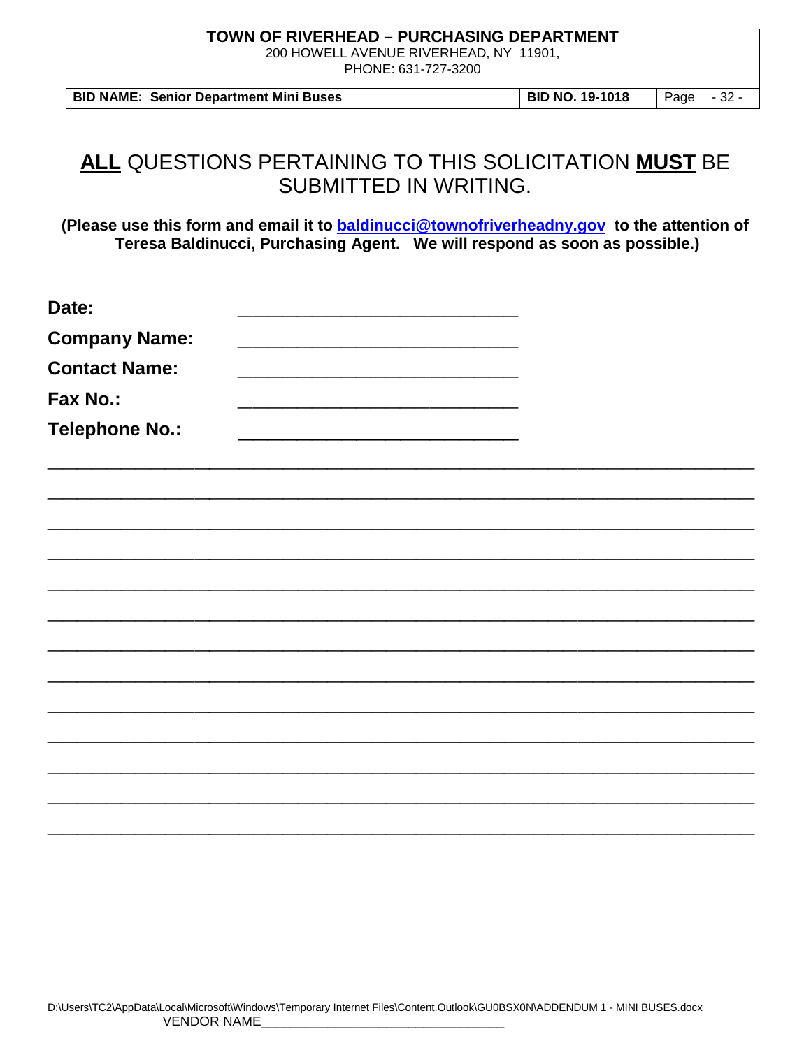# **ALL** QUESTIONS PERTAINING TO THIS SOLICITATION **MUST** BE SUBMITTED IN WRITING.

**(Please use this form and email it to [baldinucci@townofriverheadny.gov](mailto:baldinucci@townofriverheadny.gov) to the attention of Teresa Baldinucci, Purchasing Agent. We will respond as soon as possible.)**

**Date:** ______________________________

**Company Name:** ______________________________

**Contact Name:** ______________________________

**Fax No.:** ______________________________

**Telephone No.:** ______________________________

_____________________________________________________________________________

_____________________________________________________________________________

_____________________________________________________________________________

_____________________________________________________________________________

_____________________________________________________________________________

_____________________________________________________________________________

_____________________________________________________________________________

_____________________________________________________________________________

_____________________________________________________________________________

_____________________________________________________________________________

_____________________________________________________________________________

_____________________________________________________________________________

_____________________________________________________________________________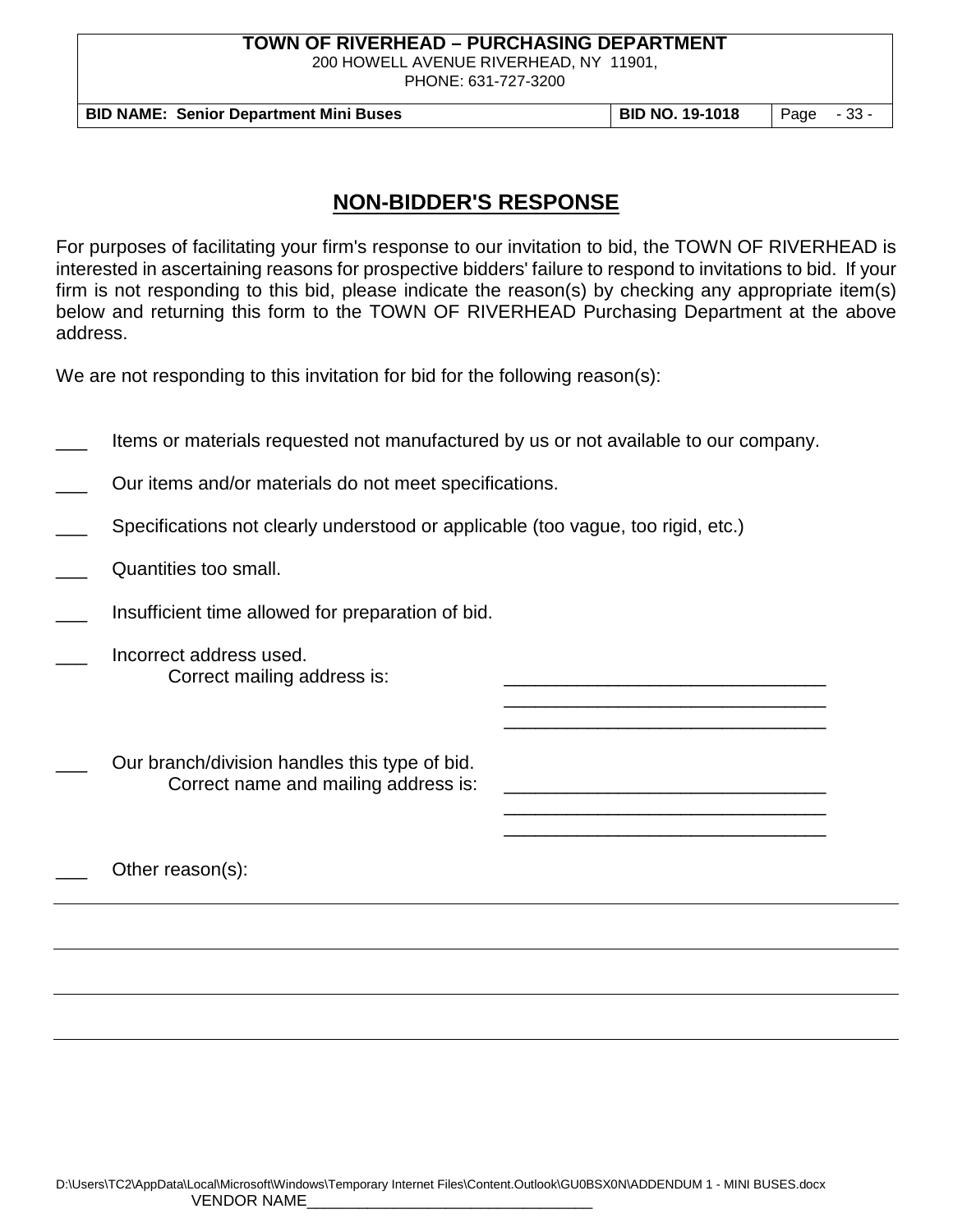# NON-BIDDER'S RESPONSE

For purposes of facilitating your firm's response to our invitation to bid, the TOWN OF RIVERHEAD is interested in ascertaining reasons for prospective bidders' failure to respond to invitations to bid. If your firm is not responding to this bid, please indicate the reason(s) by checking any appropriate item(s) below and returning this form to the TOWN OF RIVERHEAD Purchasing Department at the above address.

We are not responding to this invitation for bid for the following reason(s):

___ Items or materials requested not manufactured by us or not available to our company.

___ Our items and/or materials do not meet specifications.

___ Specifications not clearly understood or applicable (too vague, too rigid, etc.)

___ Quantities too small.

___ Insufficient time allowed for preparation of bid.

___ Incorrect address used.
Correct mailing address is: _______________________________
_______________________________
_______________________________

___ Our branch/division handles this type of bid.
Correct name and mailing address is: _______________________________
_______________________________
_______________________________

___ Other reason(s):

_______________________________________________________________________________

_______________________________________________________________________________

_______________________________________________________________________________

_______________________________________________________________________________

D:\Users\TC2\AppData\Local\Microsoft\Windows\Temporary Internet Files\Content.Outlook\GU0BSX0N\ADDENDUM 1 - MINI BUSES.docx

VENDOR NAME_________________________________